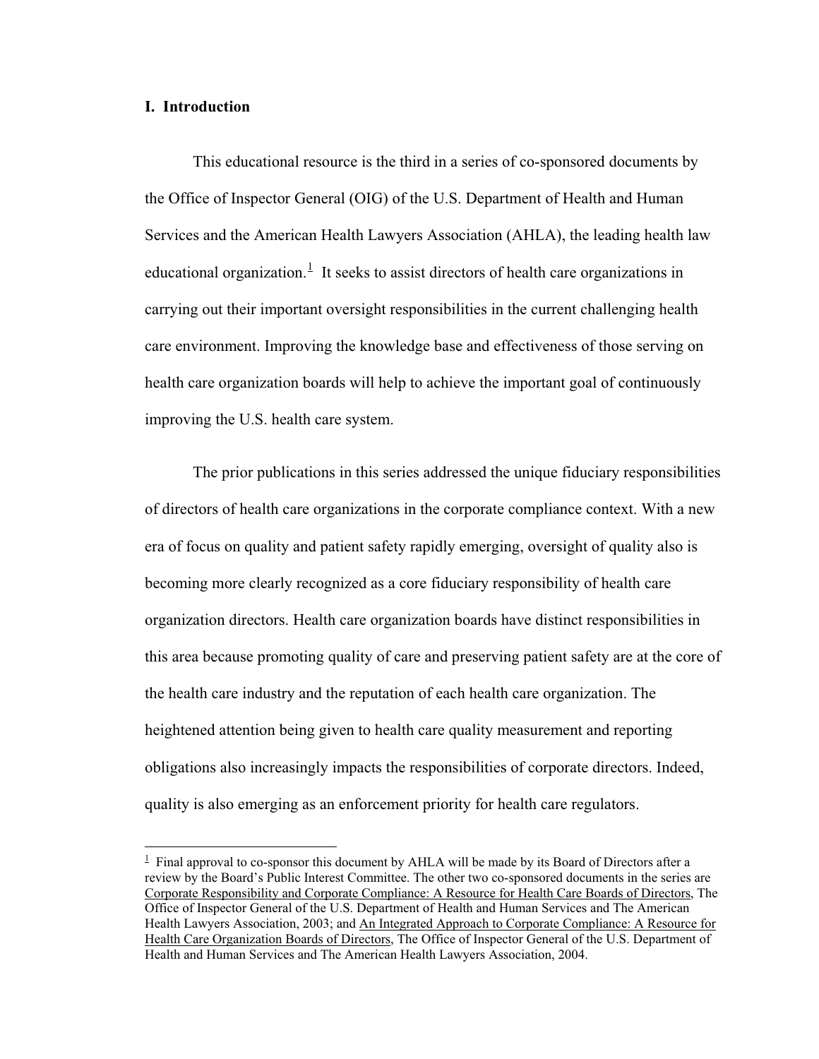## I. Introduction

This educational resource is the third in a series of co-sponsored documents by the Office of Inspector General (OIG) of the U.S. Department of Health and Human Services and the American Health Lawyers Association (AHLA), the leading health law educational organization.[1] It seeks to assist directors of health care organizations in carrying out their important oversight responsibilities in the current challenging health care environment. Improving the knowledge base and effectiveness of those serving on health care organization boards will help to achieve the important goal of continuously improving the U.S. health care system.

The prior publications in this series addressed the unique fiduciary responsibilities of directors of health care organizations in the corporate compliance context. With a new era of focus on quality and patient safety rapidly emerging, oversight of quality also is becoming more clearly recognized as a core fiduciary responsibility of health care organization directors. Health care organization boards have distinct responsibilities in this area because promoting quality of care and preserving patient safety are at the core of the health care industry and the reputation of each health care organization. The heightened attention being given to health care quality measurement and reporting obligations also increasingly impacts the responsibilities of corporate directors. Indeed, quality is also emerging as an enforcement priority for health care regulators.

---

[1] Final approval to co-sponsor this document by AHLA will be made by its Board of Directors after a review by the Board's Public Interest Committee. The other two co-sponsored documents in the series are Corporate Responsibility and Corporate Compliance: A Resource for Health Care Boards of Directors, The Office of Inspector General of the U.S. Department of Health and Human Services and The American Health Lawyers Association, 2003; and An Integrated Approach to Corporate Compliance: A Resource for Health Care Organization Boards of Directors, The Office of Inspector General of the U.S. Department of Health and Human Services and The American Health Lawyers Association, 2004.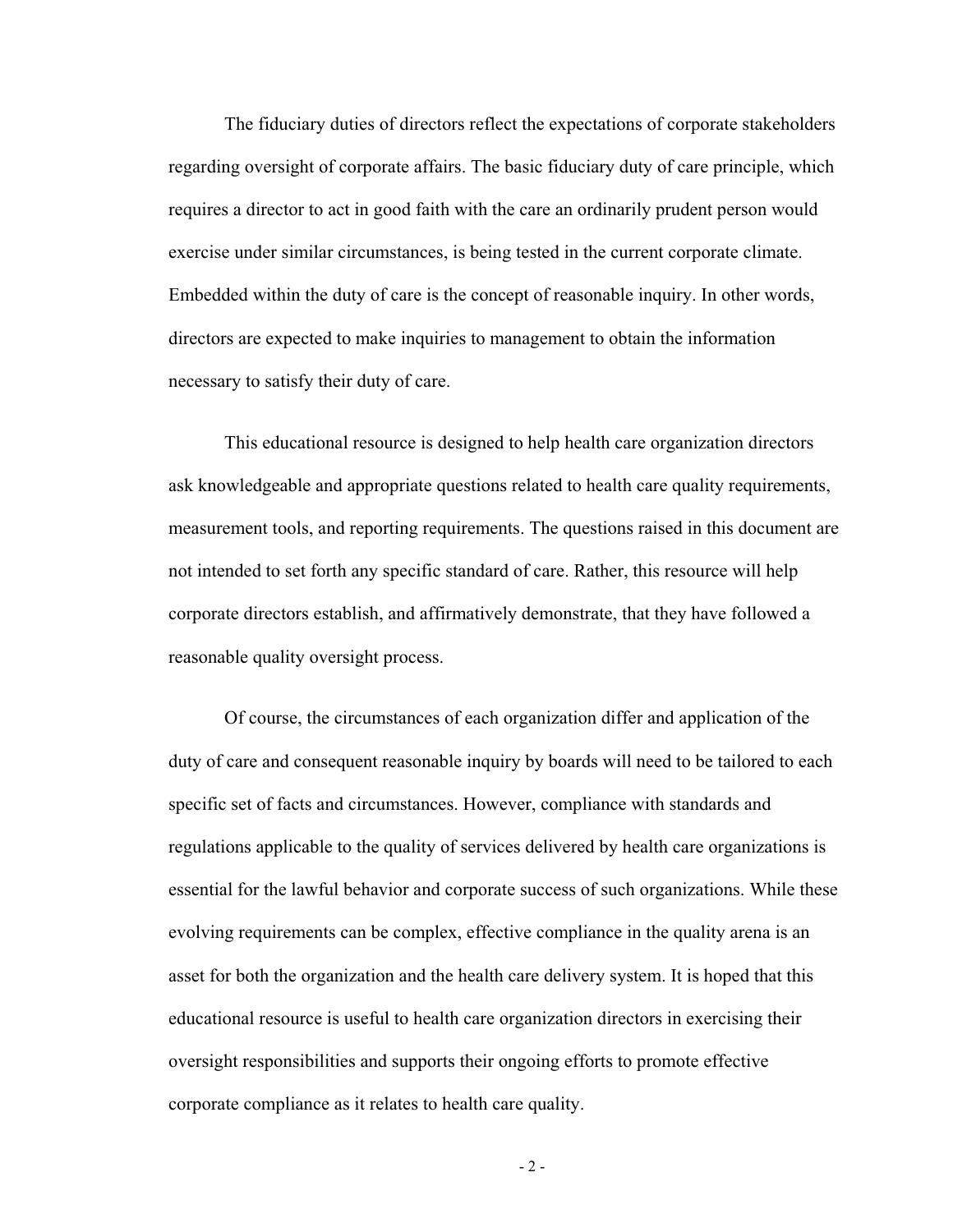The fiduciary duties of directors reflect the expectations of corporate stakeholders regarding oversight of corporate affairs. The basic fiduciary duty of care principle, which requires a director to act in good faith with the care an ordinarily prudent person would exercise under similar circumstances, is being tested in the current corporate climate. Embedded within the duty of care is the concept of reasonable inquiry. In other words, directors are expected to make inquiries to management to obtain the information necessary to satisfy their duty of care.

This educational resource is designed to help health care organization directors ask knowledgeable and appropriate questions related to health care quality requirements, measurement tools, and reporting requirements. The questions raised in this document are not intended to set forth any specific standard of care. Rather, this resource will help corporate directors establish, and affirmatively demonstrate, that they have followed a reasonable quality oversight process.

Of course, the circumstances of each organization differ and application of the duty of care and consequent reasonable inquiry by boards will need to be tailored to each specific set of facts and circumstances. However, compliance with standards and regulations applicable to the quality of services delivered by health care organizations is essential for the lawful behavior and corporate success of such organizations. While these evolving requirements can be complex, effective compliance in the quality arena is an asset for both the organization and the health care delivery system. It is hoped that this educational resource is useful to health care organization directors in exercising their oversight responsibilities and supports their ongoing efforts to promote effective corporate compliance as it relates to health care quality.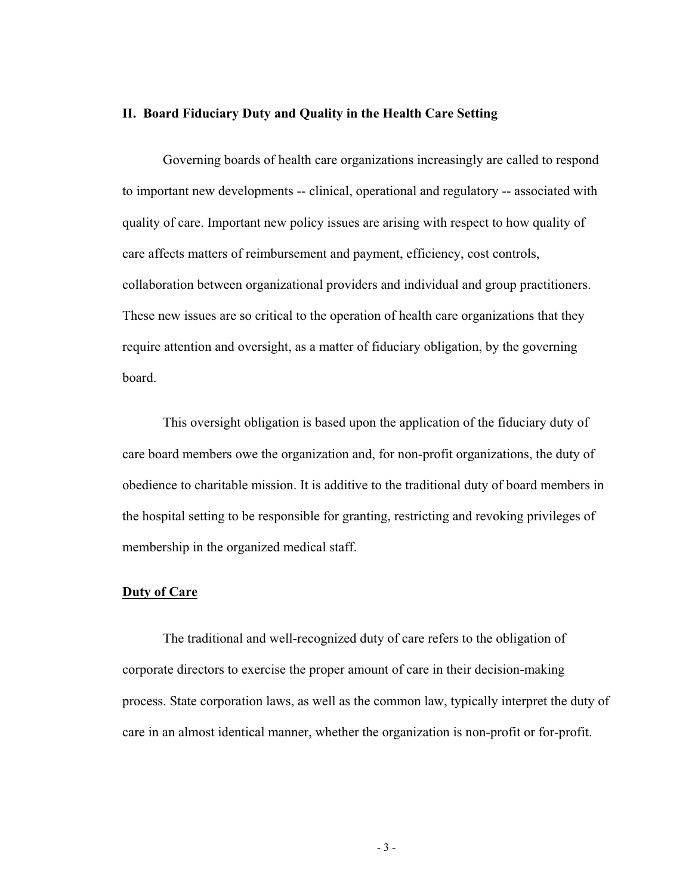## II. Board Fiduciary Duty and Quality in the Health Care Setting

Governing boards of health care organizations increasingly are called to respond to important new developments -- clinical, operational and regulatory -- associated with quality of care. Important new policy issues are arising with respect to how quality of care affects matters of reimbursement and payment, efficiency, cost controls, collaboration between organizational providers and individual and group practitioners. These new issues are so critical to the operation of health care organizations that they require attention and oversight, as a matter of fiduciary obligation, by the governing board.

This oversight obligation is based upon the application of the fiduciary duty of care board members owe the organization and, for non-profit organizations, the duty of obedience to charitable mission. It is additive to the traditional duty of board members in the hospital setting to be responsible for granting, restricting and revoking privileges of membership in the organized medical staff.

### Duty of Care

The traditional and well-recognized duty of care refers to the obligation of corporate directors to exercise the proper amount of care in their decision-making process. State corporation laws, as well as the common law, typically interpret the duty of care in an almost identical manner, whether the organization is non-profit or for-profit.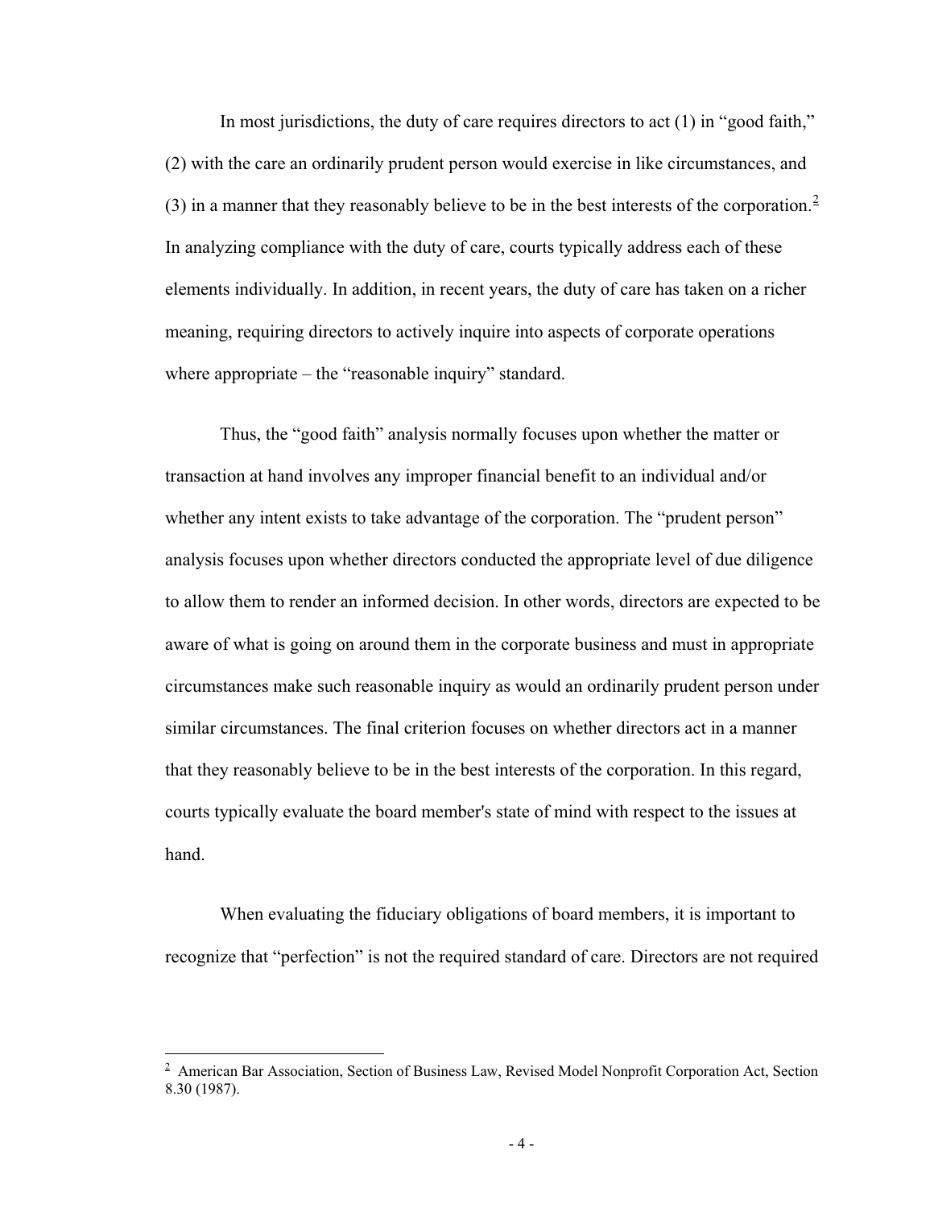In most jurisdictions, the duty of care requires directors to act (1) in "good faith," (2) with the care an ordinarily prudent person would exercise in like circumstances, and (3) in a manner that they reasonably believe to be in the best interests of the corporation.[2] In analyzing compliance with the duty of care, courts typically address each of these elements individually. In addition, in recent years, the duty of care has taken on a richer meaning, requiring directors to actively inquire into aspects of corporate operations where appropriate – the "reasonable inquiry" standard.

Thus, the "good faith" analysis normally focuses upon whether the matter or transaction at hand involves any improper financial benefit to an individual and/or whether any intent exists to take advantage of the corporation. The "prudent person" analysis focuses upon whether directors conducted the appropriate level of due diligence to allow them to render an informed decision. In other words, directors are expected to be aware of what is going on around them in the corporate business and must in appropriate circumstances make such reasonable inquiry as would an ordinarily prudent person under similar circumstances. The final criterion focuses on whether directors act in a manner that they reasonably believe to be in the best interests of the corporation. In this regard, courts typically evaluate the board member's state of mind with respect to the issues at hand.

When evaluating the fiduciary obligations of board members, it is important to recognize that "perfection" is not the required standard of care. Directors are not required

---

[2] American Bar Association, Section of Business Law, Revised Model Nonprofit Corporation Act, Section 8.30 (1987).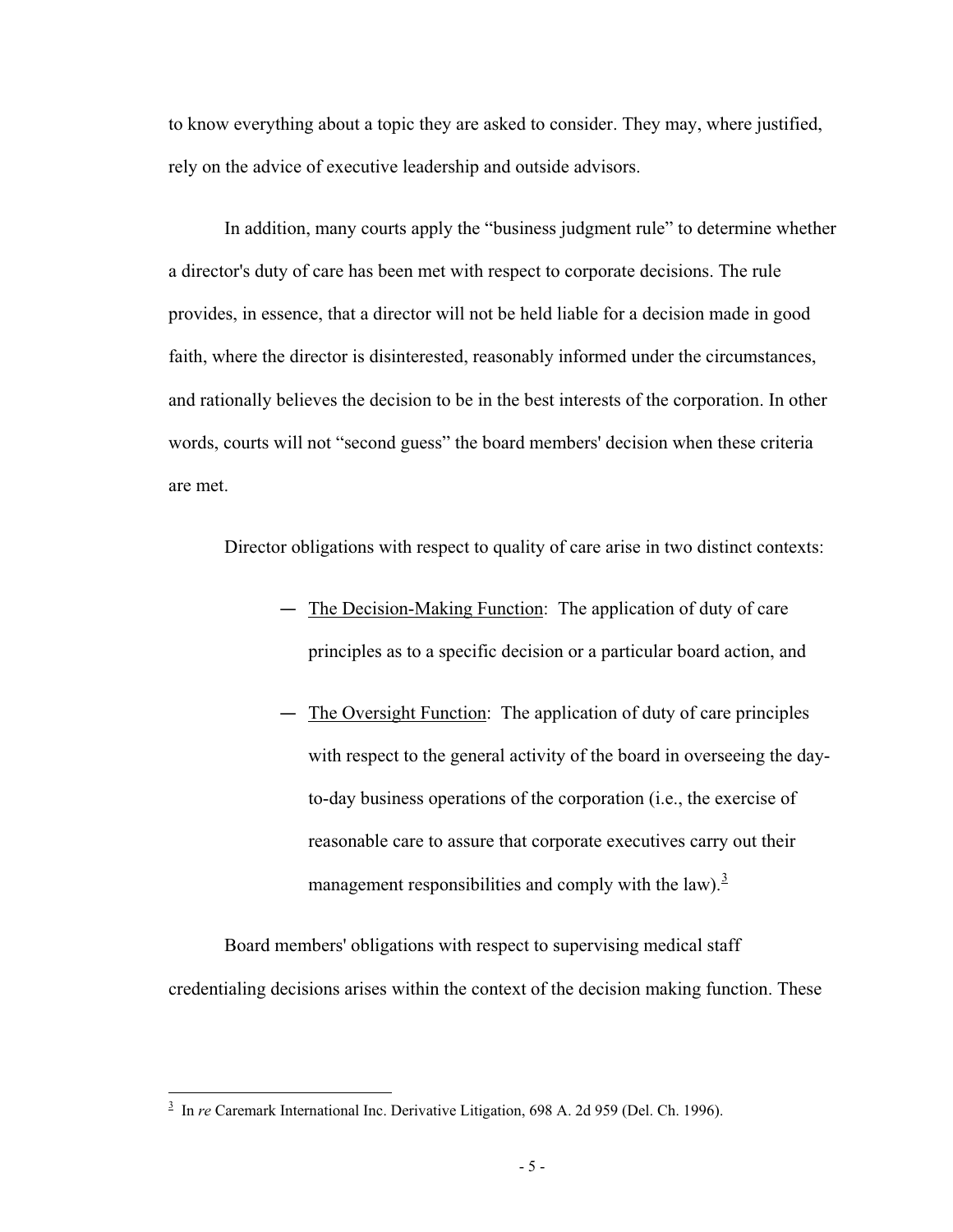to know everything about a topic they are asked to consider. They may, where justified, rely on the advice of executive leadership and outside advisors.

In addition, many courts apply the "business judgment rule" to determine whether a director's duty of care has been met with respect to corporate decisions. The rule provides, in essence, that a director will not be held liable for a decision made in good faith, where the director is disinterested, reasonably informed under the circumstances, and rationally believes the decision to be in the best interests of the corporation. In other words, courts will not "second guess" the board members' decision when these criteria are met.

Director obligations with respect to quality of care arise in two distinct contexts:

- The Decision-Making Function: The application of duty of care principles as to a specific decision or a particular board action, and
- The Oversight Function: The application of duty of care principles with respect to the general activity of the board in overseeing the day-to-day business operations of the corporation (i.e., the exercise of reasonable care to assure that corporate executives carry out their management responsibilities and comply with the law).[3]

Board members' obligations with respect to supervising medical staff credentialing decisions arises within the context of the decision making function. These

[3] In *re* Caremark International Inc. Derivative Litigation, 698 A. 2d 959 (Del. Ch. 1996).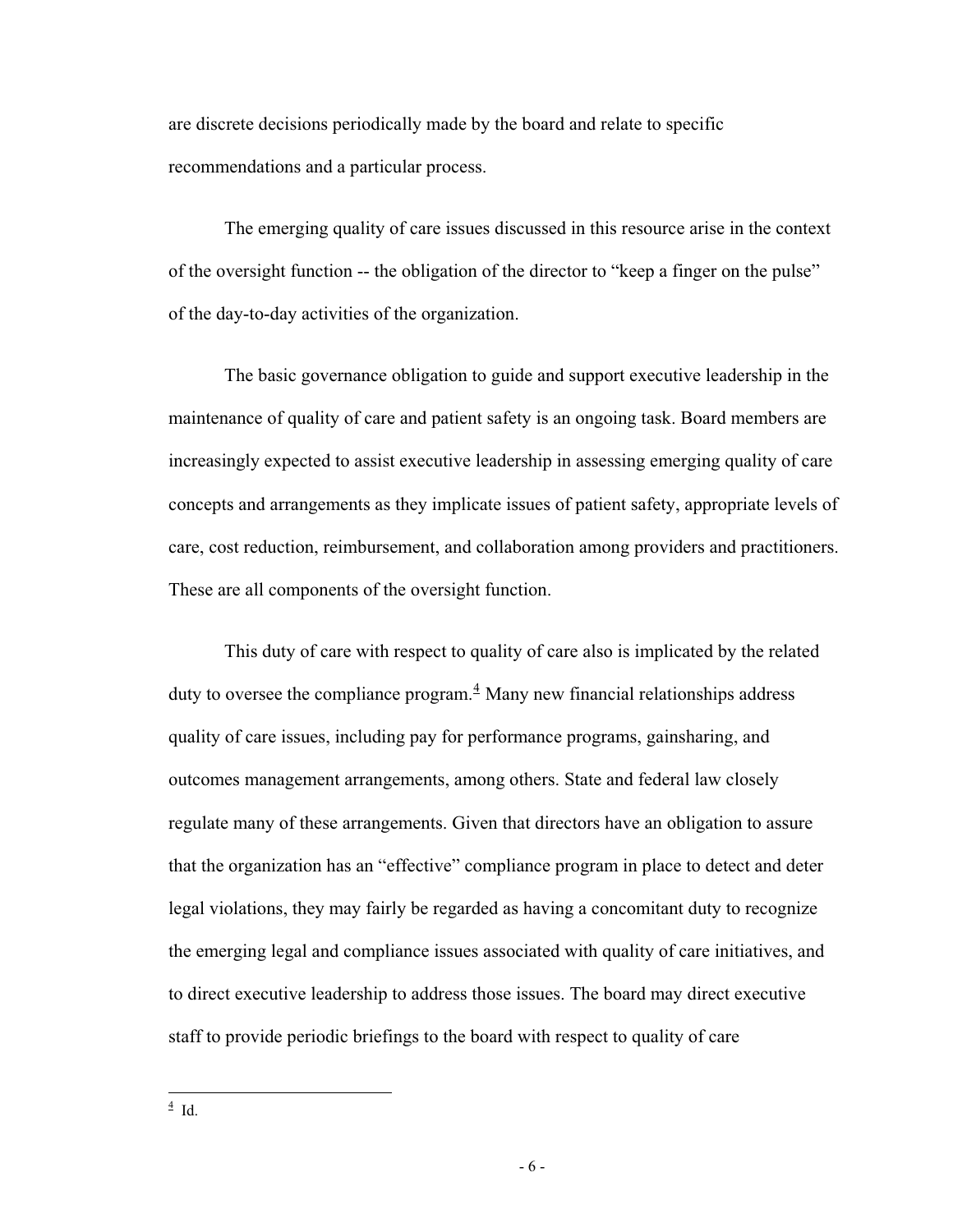are discrete decisions periodically made by the board and relate to specific recommendations and a particular process.

The emerging quality of care issues discussed in this resource arise in the context of the oversight function -- the obligation of the director to "keep a finger on the pulse" of the day-to-day activities of the organization.

The basic governance obligation to guide and support executive leadership in the maintenance of quality of care and patient safety is an ongoing task. Board members are increasingly expected to assist executive leadership in assessing emerging quality of care concepts and arrangements as they implicate issues of patient safety, appropriate levels of care, cost reduction, reimbursement, and collaboration among providers and practitioners. These are all components of the oversight function.

This duty of care with respect to quality of care also is implicated by the related duty to oversee the compliance program.[4] Many new financial relationships address quality of care issues, including pay for performance programs, gainsharing, and outcomes management arrangements, among others. State and federal law closely regulate many of these arrangements. Given that directors have an obligation to assure that the organization has an "effective" compliance program in place to detect and deter legal violations, they may fairly be regarded as having a concomitant duty to recognize the emerging legal and compliance issues associated with quality of care initiatives, and to direct executive leadership to address those issues. The board may direct executive staff to provide periodic briefings to the board with respect to quality of care

[4] Id.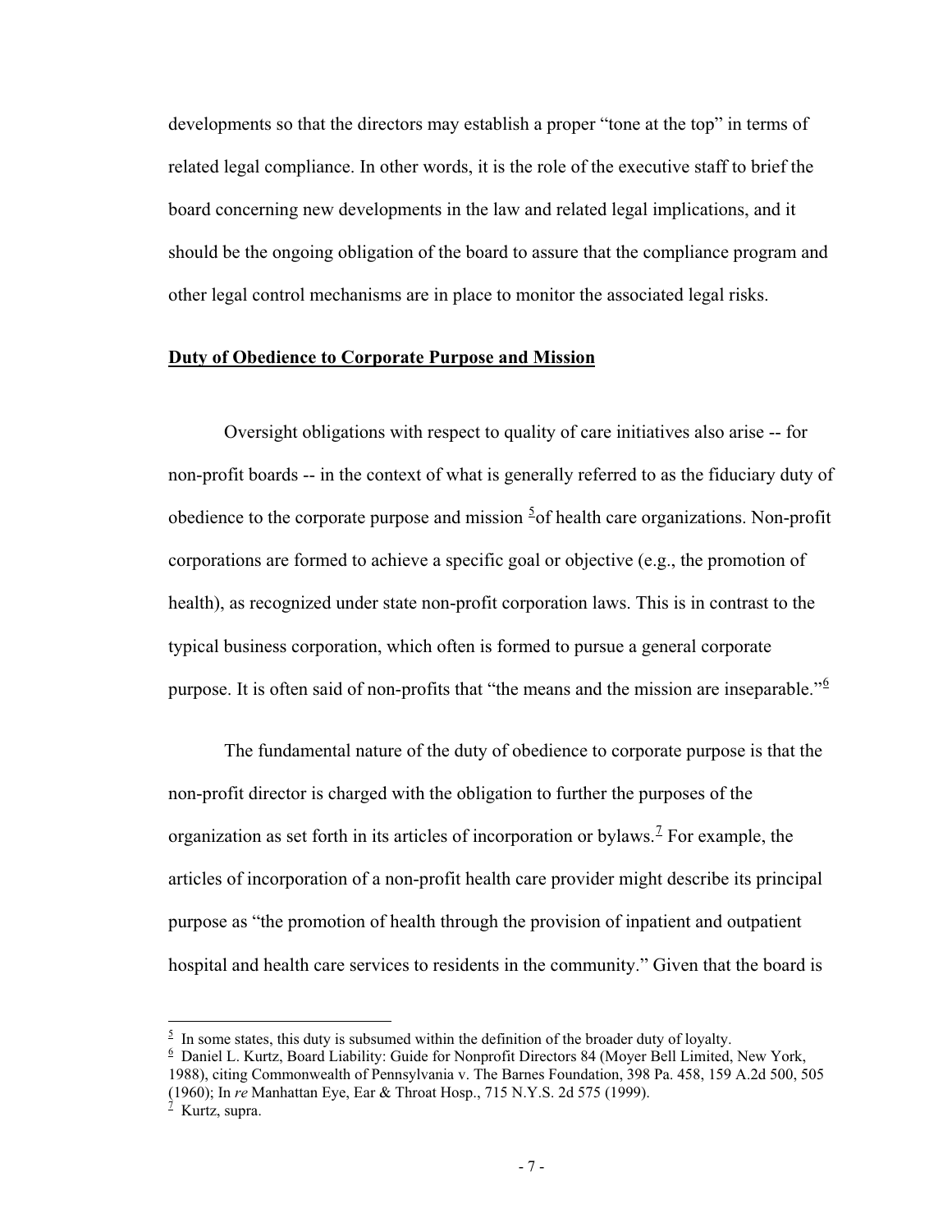developments so that the directors may establish a proper "tone at the top" in terms of related legal compliance. In other words, it is the role of the executive staff to brief the board concerning new developments in the law and related legal implications, and it should be the ongoing obligation of the board to assure that the compliance program and other legal control mechanisms are in place to monitor the associated legal risks.

**Duty of Obedience to Corporate Purpose and Mission**

Oversight obligations with respect to quality of care initiatives also arise -- for non-profit boards -- in the context of what is generally referred to as the fiduciary duty of obedience to the corporate purpose and mission [5]of health care organizations. Non-profit corporations are formed to achieve a specific goal or objective (e.g., the promotion of health), as recognized under state non-profit corporation laws. This is in contrast to the typical business corporation, which often is formed to pursue a general corporate purpose. It is often said of non-profits that "the means and the mission are inseparable."[6]

The fundamental nature of the duty of obedience to corporate purpose is that the non-profit director is charged with the obligation to further the purposes of the organization as set forth in its articles of incorporation or bylaws.[7] For example, the articles of incorporation of a non-profit health care provider might describe its principal purpose as "the promotion of health through the provision of inpatient and outpatient hospital and health care services to residents in the community." Given that the board is

---

[5] In some states, this duty is subsumed within the definition of the broader duty of loyalty.

[6] Daniel L. Kurtz, Board Liability: Guide for Nonprofit Directors 84 (Moyer Bell Limited, New York, 1988), citing Commonwealth of Pennsylvania v. The Barnes Foundation, 398 Pa. 458, 159 A.2d 500, 505 (1960); In *re* Manhattan Eye, Ear & Throat Hosp., 715 N.Y.S. 2d 575 (1999).

[7] Kurtz, supra.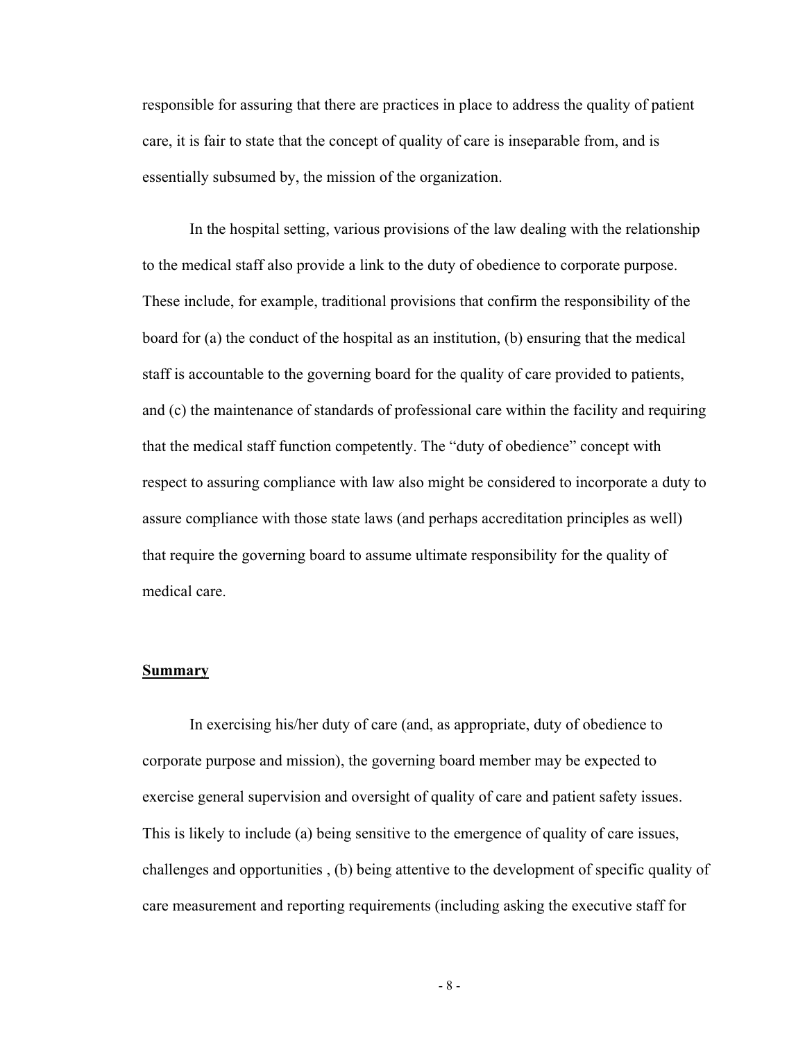responsible for assuring that there are practices in place to address the quality of patient care, it is fair to state that the concept of quality of care is inseparable from, and is essentially subsumed by, the mission of the organization.

In the hospital setting, various provisions of the law dealing with the relationship to the medical staff also provide a link to the duty of obedience to corporate purpose. These include, for example, traditional provisions that confirm the responsibility of the board for (a) the conduct of the hospital as an institution, (b) ensuring that the medical staff is accountable to the governing board for the quality of care provided to patients, and (c) the maintenance of standards of professional care within the facility and requiring that the medical staff function competently. The "duty of obedience" concept with respect to assuring compliance with law also might be considered to incorporate a duty to assure compliance with those state laws (and perhaps accreditation principles as well) that require the governing board to assume ultimate responsibility for the quality of medical care.

**Summary**

In exercising his/her duty of care (and, as appropriate, duty of obedience to corporate purpose and mission), the governing board member may be expected to exercise general supervision and oversight of quality of care and patient safety issues. This is likely to include (a) being sensitive to the emergence of quality of care issues, challenges and opportunities , (b) being attentive to the development of specific quality of care measurement and reporting requirements (including asking the executive staff for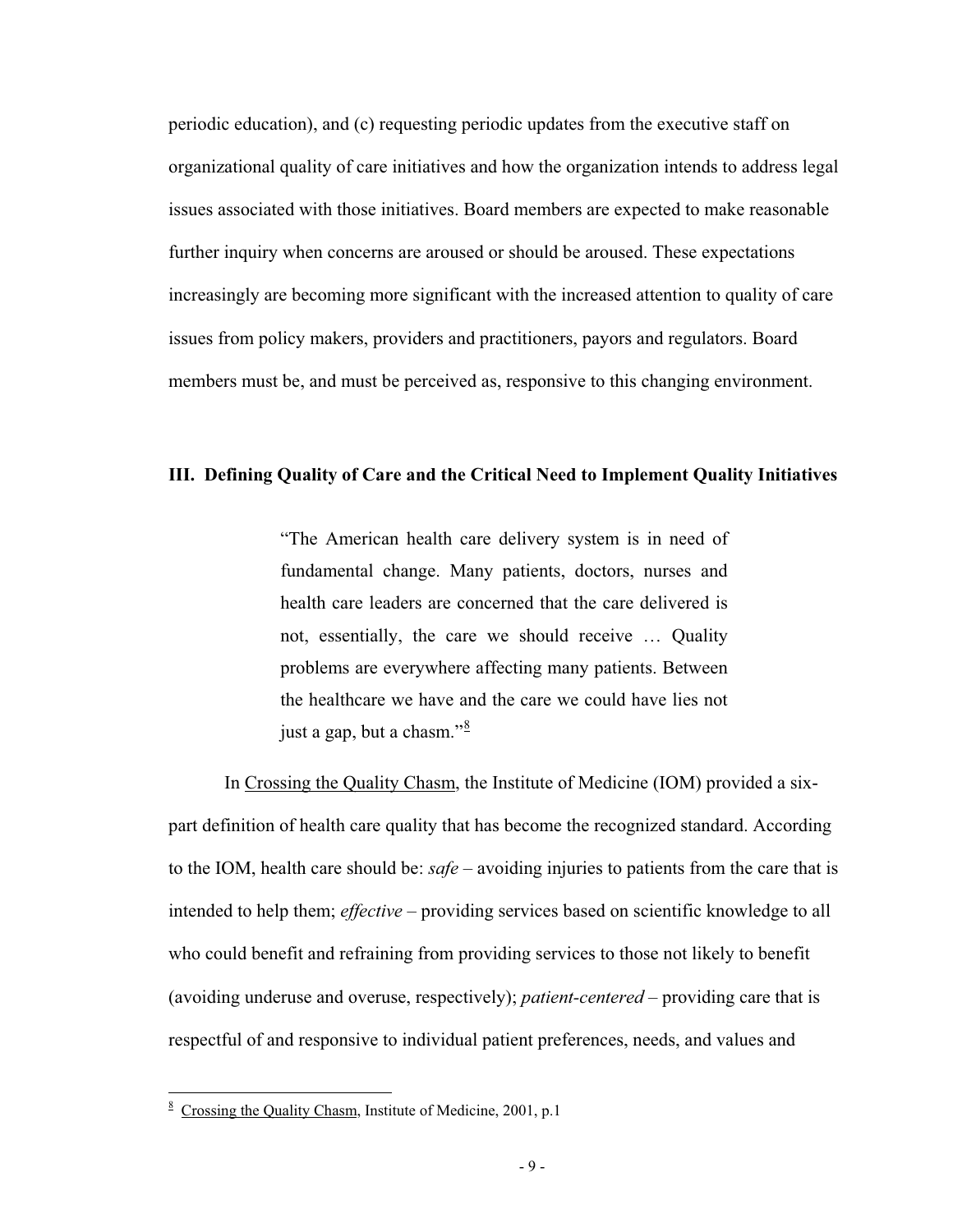periodic education), and (c) requesting periodic updates from the executive staff on organizational quality of care initiatives and how the organization intends to address legal issues associated with those initiatives. Board members are expected to make reasonable further inquiry when concerns are aroused or should be aroused. These expectations increasingly are becoming more significant with the increased attention to quality of care issues from policy makers, providers and practitioners, payors and regulators. Board members must be, and must be perceived as, responsive to this changing environment.

## III. Defining Quality of Care and the Critical Need to Implement Quality Initiatives

> "The American health care delivery system is in need of fundamental change. Many patients, doctors, nurses and health care leaders are concerned that the care delivered is not, essentially, the care we should receive … Quality problems are everywhere affecting many patients. Between the healthcare we have and the care we could have lies not just a gap, but a chasm."[8]

In Crossing the Quality Chasm, the Institute of Medicine (IOM) provided a six-part definition of health care quality that has become the recognized standard. According to the IOM, health care should be: *safe* – avoiding injuries to patients from the care that is intended to help them; *effective* – providing services based on scientific knowledge to all who could benefit and refraining from providing services to those not likely to benefit (avoiding underuse and overuse, respectively); *patient-centered* – providing care that is respectful of and responsive to individual patient preferences, needs, and values and

[8] Crossing the Quality Chasm, Institute of Medicine, 2001, p.1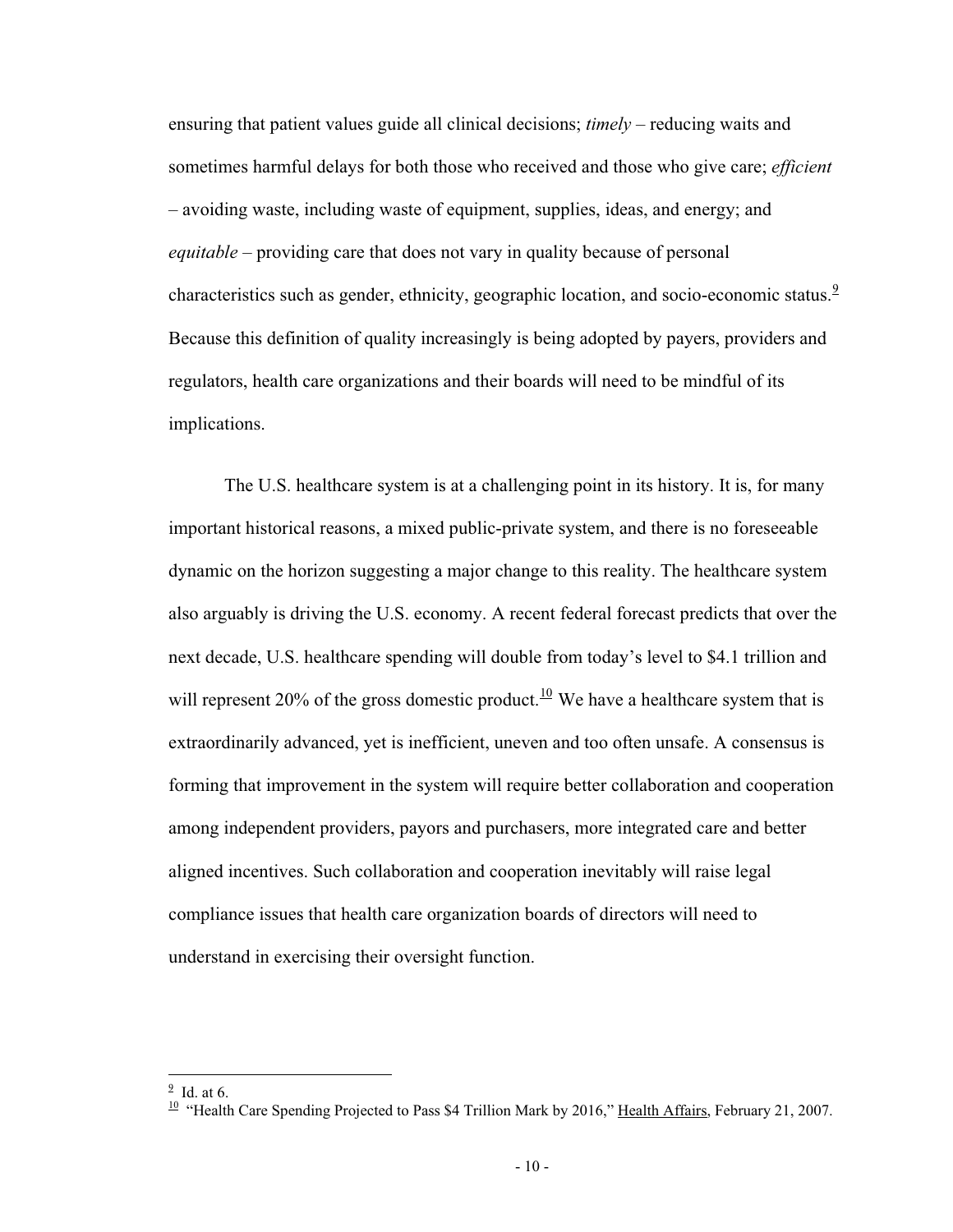ensuring that patient values guide all clinical decisions; *timely* – reducing waits and sometimes harmful delays for both those who received and those who give care; *efficient* – avoiding waste, including waste of equipment, supplies, ideas, and energy; and *equitable* – providing care that does not vary in quality because of personal characteristics such as gender, ethnicity, geographic location, and socio-economic status.[9] Because this definition of quality increasingly is being adopted by payers, providers and regulators, health care organizations and their boards will need to be mindful of its implications.

The U.S. healthcare system is at a challenging point in its history. It is, for many important historical reasons, a mixed public-private system, and there is no foreseeable dynamic on the horizon suggesting a major change to this reality. The healthcare system also arguably is driving the U.S. economy. A recent federal forecast predicts that over the next decade, U.S. healthcare spending will double from today's level to $4.1 trillion and will represent 20% of the gross domestic product.[10] We have a healthcare system that is extraordinarily advanced, yet is inefficient, uneven and too often unsafe. A consensus is forming that improvement in the system will require better collaboration and cooperation among independent providers, payors and purchasers, more integrated care and better aligned incentives. Such collaboration and cooperation inevitably will raise legal compliance issues that health care organization boards of directors will need to understand in exercising their oversight function.

---

[9] Id. at 6.

[10] "Health Care Spending Projected to Pass $4 Trillion Mark by 2016," Health Affairs, February 21, 2007.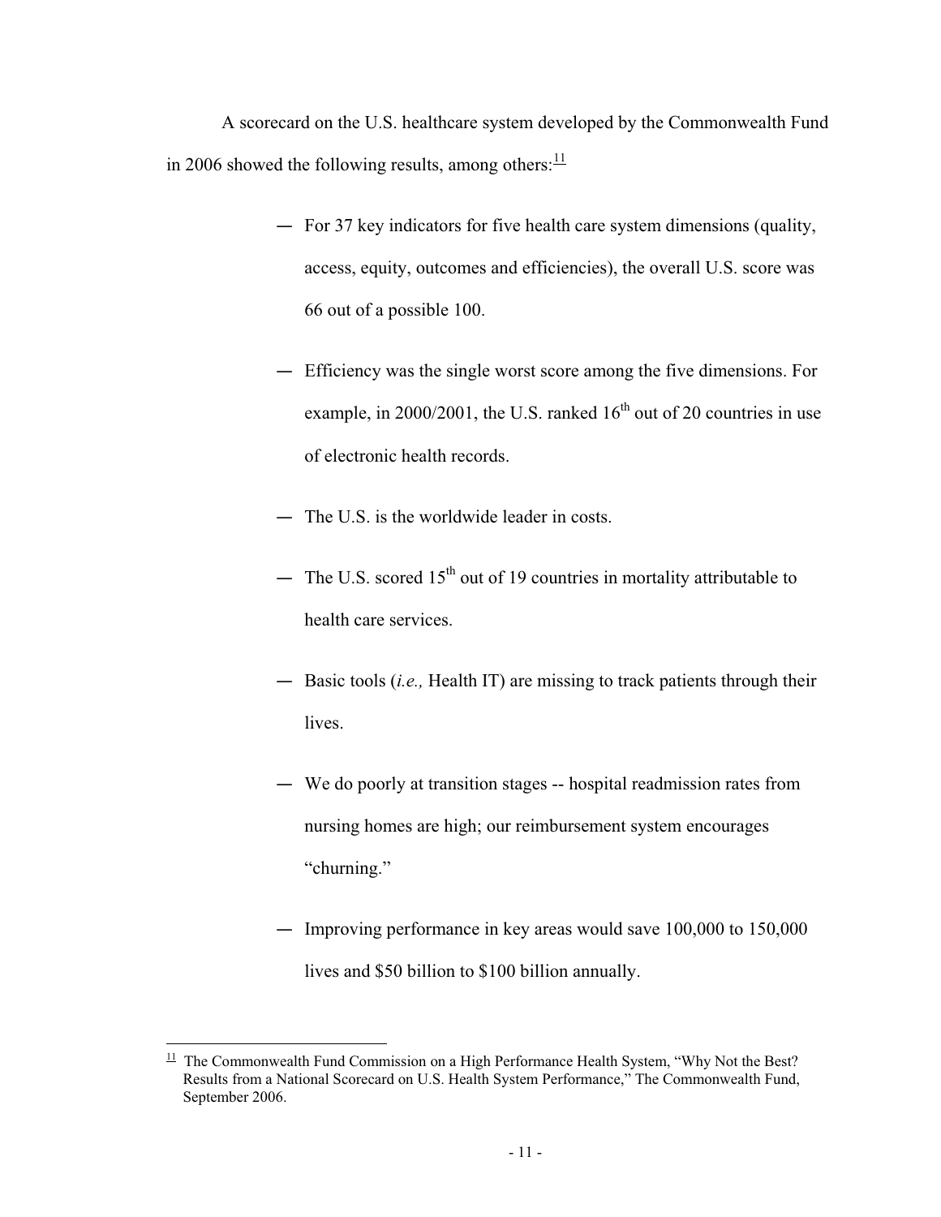A scorecard on the U.S. healthcare system developed by the Commonwealth Fund in 2006 showed the following results, among others:[11]

- For 37 key indicators for five health care system dimensions (quality, access, equity, outcomes and efficiencies), the overall U.S. score was 66 out of a possible 100.
- Efficiency was the single worst score among the five dimensions. For example, in 2000/2001, the U.S. ranked 16th out of 20 countries in use of electronic health records.
- The U.S. is the worldwide leader in costs.
- The U.S. scored 15th out of 19 countries in mortality attributable to health care services.
- Basic tools (*i.e.,* Health IT) are missing to track patients through their lives.
- We do poorly at transition stages -- hospital readmission rates from nursing homes are high; our reimbursement system encourages "churning."
- Improving performance in key areas would save 100,000 to 150,000 lives and $50 billion to $100 billion annually.

---

[11] The Commonwealth Fund Commission on a High Performance Health System, "Why Not the Best? Results from a National Scorecard on U.S. Health System Performance," The Commonwealth Fund, September 2006.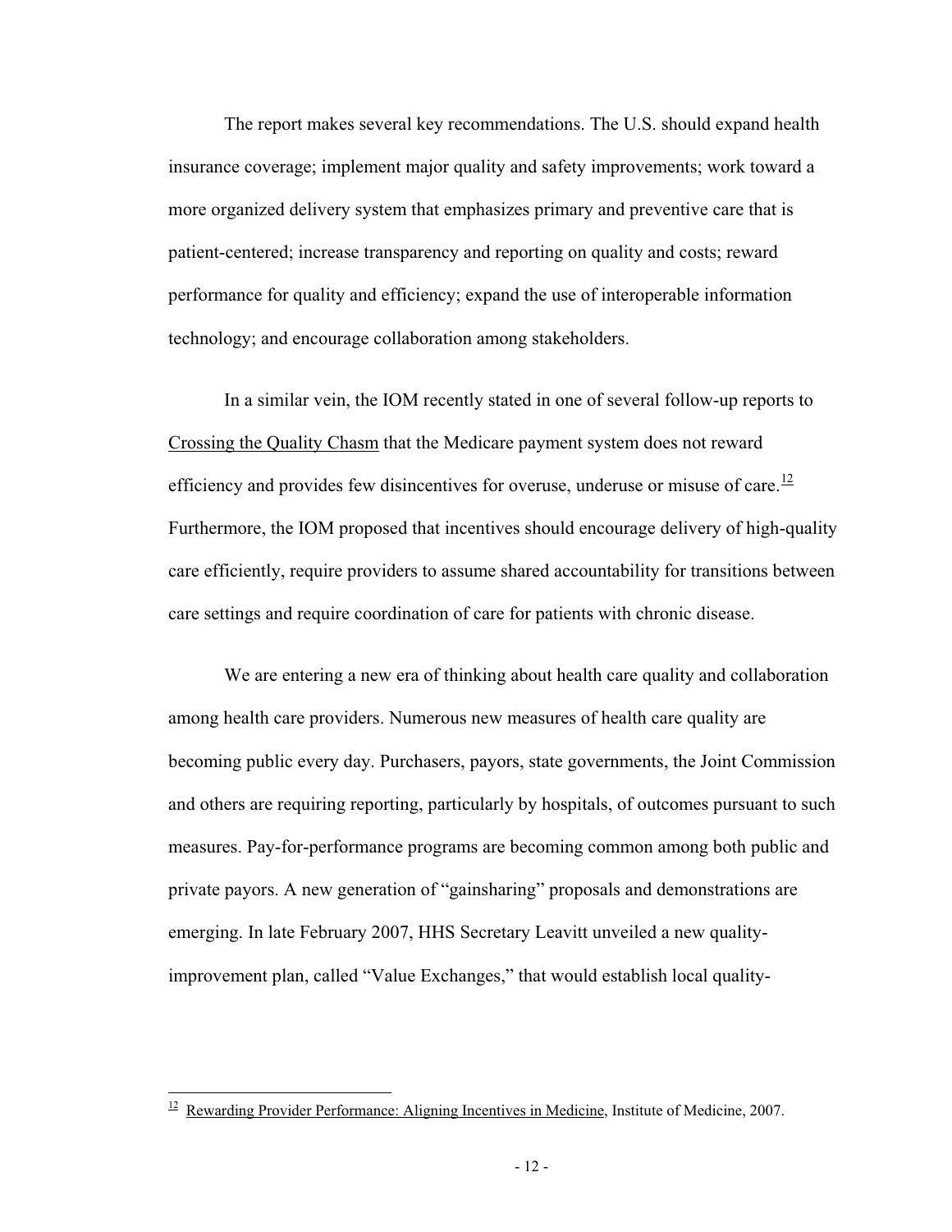The report makes several key recommendations. The U.S. should expand health insurance coverage; implement major quality and safety improvements; work toward a more organized delivery system that emphasizes primary and preventive care that is patient-centered; increase transparency and reporting on quality and costs; reward performance for quality and efficiency; expand the use of interoperable information technology; and encourage collaboration among stakeholders.

In a similar vein, the IOM recently stated in one of several follow-up reports to Crossing the Quality Chasm that the Medicare payment system does not reward efficiency and provides few disincentives for overuse, underuse or misuse of care.[12] Furthermore, the IOM proposed that incentives should encourage delivery of high-quality care efficiently, require providers to assume shared accountability for transitions between care settings and require coordination of care for patients with chronic disease.

We are entering a new era of thinking about health care quality and collaboration among health care providers. Numerous new measures of health care quality are becoming public every day. Purchasers, payors, state governments, the Joint Commission and others are requiring reporting, particularly by hospitals, of outcomes pursuant to such measures. Pay-for-performance programs are becoming common among both public and private payors. A new generation of "gainsharing" proposals and demonstrations are emerging. In late February 2007, HHS Secretary Leavitt unveiled a new quality-improvement plan, called "Value Exchanges," that would establish local quality-

---

[12] Rewarding Provider Performance: Aligning Incentives in Medicine, Institute of Medicine, 2007.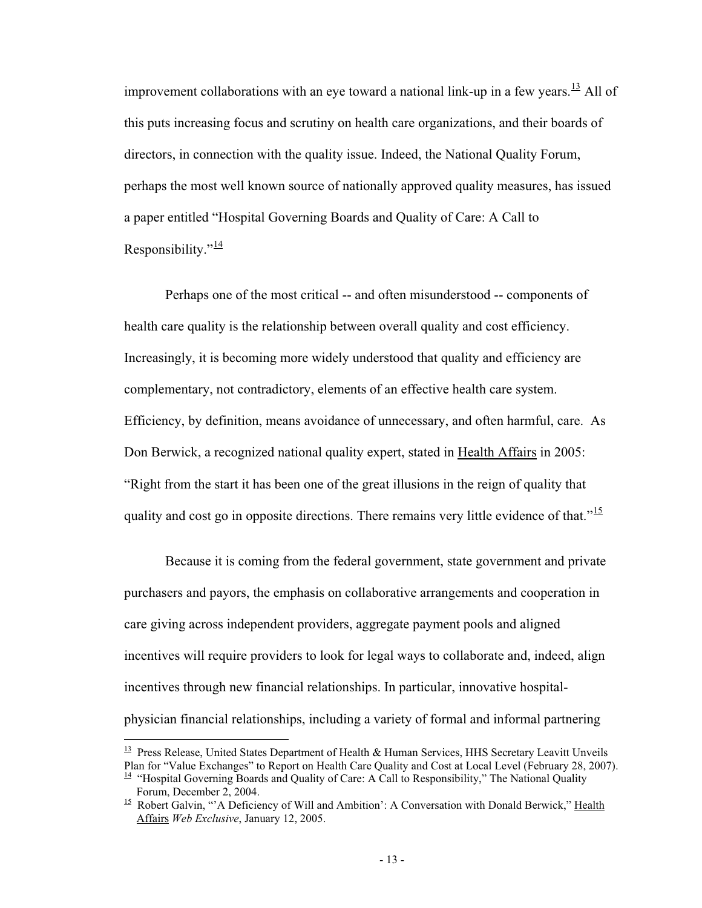improvement collaborations with an eye toward a national link-up in a few years.[13] All of this puts increasing focus and scrutiny on health care organizations, and their boards of directors, in connection with the quality issue. Indeed, the National Quality Forum, perhaps the most well known source of nationally approved quality measures, has issued a paper entitled "Hospital Governing Boards and Quality of Care: A Call to Responsibility."[14]

Perhaps one of the most critical -- and often misunderstood -- components of health care quality is the relationship between overall quality and cost efficiency. Increasingly, it is becoming more widely understood that quality and efficiency are complementary, not contradictory, elements of an effective health care system. Efficiency, by definition, means avoidance of unnecessary, and often harmful, care. As Don Berwick, a recognized national quality expert, stated in Health Affairs in 2005: "Right from the start it has been one of the great illusions in the reign of quality that quality and cost go in opposite directions. There remains very little evidence of that."[15]

Because it is coming from the federal government, state government and private purchasers and payors, the emphasis on collaborative arrangements and cooperation in care giving across independent providers, aggregate payment pools and aligned incentives will require providers to look for legal ways to collaborate and, indeed, align incentives through new financial relationships. In particular, innovative hospital-physician financial relationships, including a variety of formal and informal partnering

---

[13] Press Release, United States Department of Health & Human Services, HHS Secretary Leavitt Unveils Plan for "Value Exchanges" to Report on Health Care Quality and Cost at Local Level (February 28, 2007).

[14] "Hospital Governing Boards and Quality of Care: A Call to Responsibility," The National Quality Forum, December 2, 2004.

[15] Robert Galvin, "'A Deficiency of Will and Ambition': A Conversation with Donald Berwick," Health Affairs *Web Exclusive*, January 12, 2005.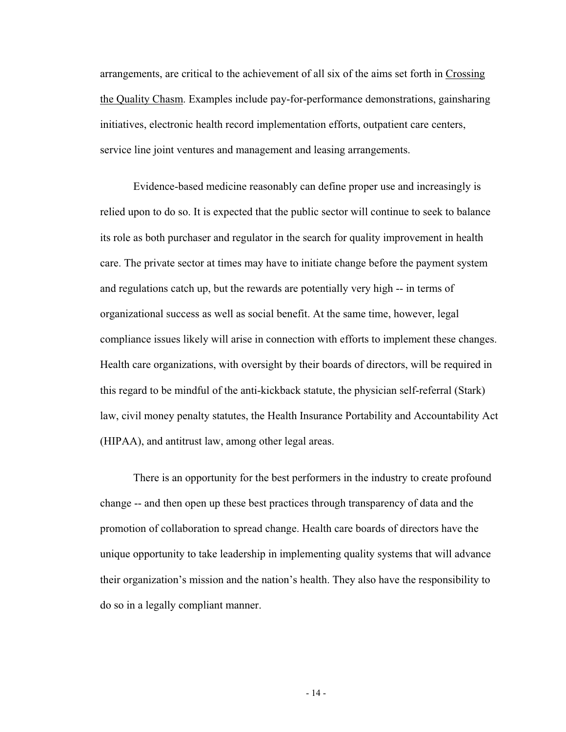arrangements, are critical to the achievement of all six of the aims set forth in Crossing the Quality Chasm. Examples include pay-for-performance demonstrations, gainsharing initiatives, electronic health record implementation efforts, outpatient care centers, service line joint ventures and management and leasing arrangements.

Evidence-based medicine reasonably can define proper use and increasingly is relied upon to do so. It is expected that the public sector will continue to seek to balance its role as both purchaser and regulator in the search for quality improvement in health care. The private sector at times may have to initiate change before the payment system and regulations catch up, but the rewards are potentially very high -- in terms of organizational success as well as social benefit. At the same time, however, legal compliance issues likely will arise in connection with efforts to implement these changes. Health care organizations, with oversight by their boards of directors, will be required in this regard to be mindful of the anti-kickback statute, the physician self-referral (Stark) law, civil money penalty statutes, the Health Insurance Portability and Accountability Act (HIPAA), and antitrust law, among other legal areas.

There is an opportunity for the best performers in the industry to create profound change -- and then open up these best practices through transparency of data and the promotion of collaboration to spread change. Health care boards of directors have the unique opportunity to take leadership in implementing quality systems that will advance their organization's mission and the nation's health. They also have the responsibility to do so in a legally compliant manner.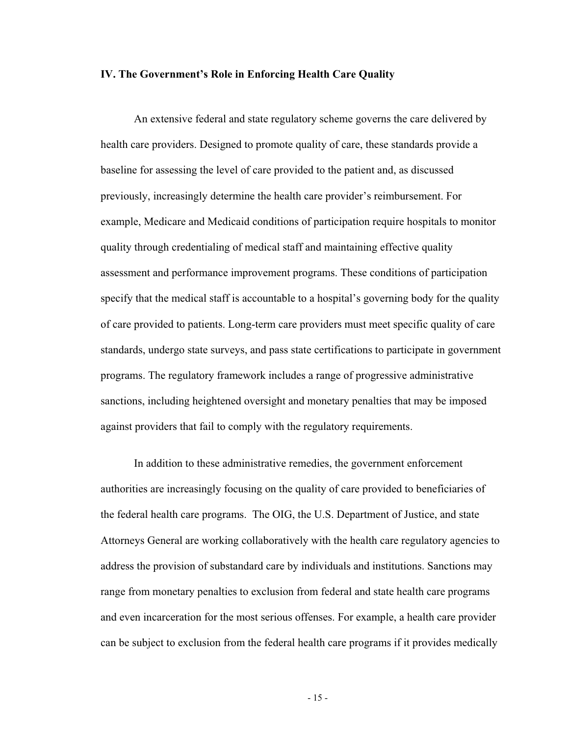## IV. The Government's Role in Enforcing Health Care Quality

An extensive federal and state regulatory scheme governs the care delivered by health care providers. Designed to promote quality of care, these standards provide a baseline for assessing the level of care provided to the patient and, as discussed previously, increasingly determine the health care provider's reimbursement. For example, Medicare and Medicaid conditions of participation require hospitals to monitor quality through credentialing of medical staff and maintaining effective quality assessment and performance improvement programs. These conditions of participation specify that the medical staff is accountable to a hospital's governing body for the quality of care provided to patients. Long-term care providers must meet specific quality of care standards, undergo state surveys, and pass state certifications to participate in government programs. The regulatory framework includes a range of progressive administrative sanctions, including heightened oversight and monetary penalties that may be imposed against providers that fail to comply with the regulatory requirements.

In addition to these administrative remedies, the government enforcement authorities are increasingly focusing on the quality of care provided to beneficiaries of the federal health care programs. The OIG, the U.S. Department of Justice, and state Attorneys General are working collaboratively with the health care regulatory agencies to address the provision of substandard care by individuals and institutions. Sanctions may range from monetary penalties to exclusion from federal and state health care programs and even incarceration for the most serious offenses. For example, a health care provider can be subject to exclusion from the federal health care programs if it provides medically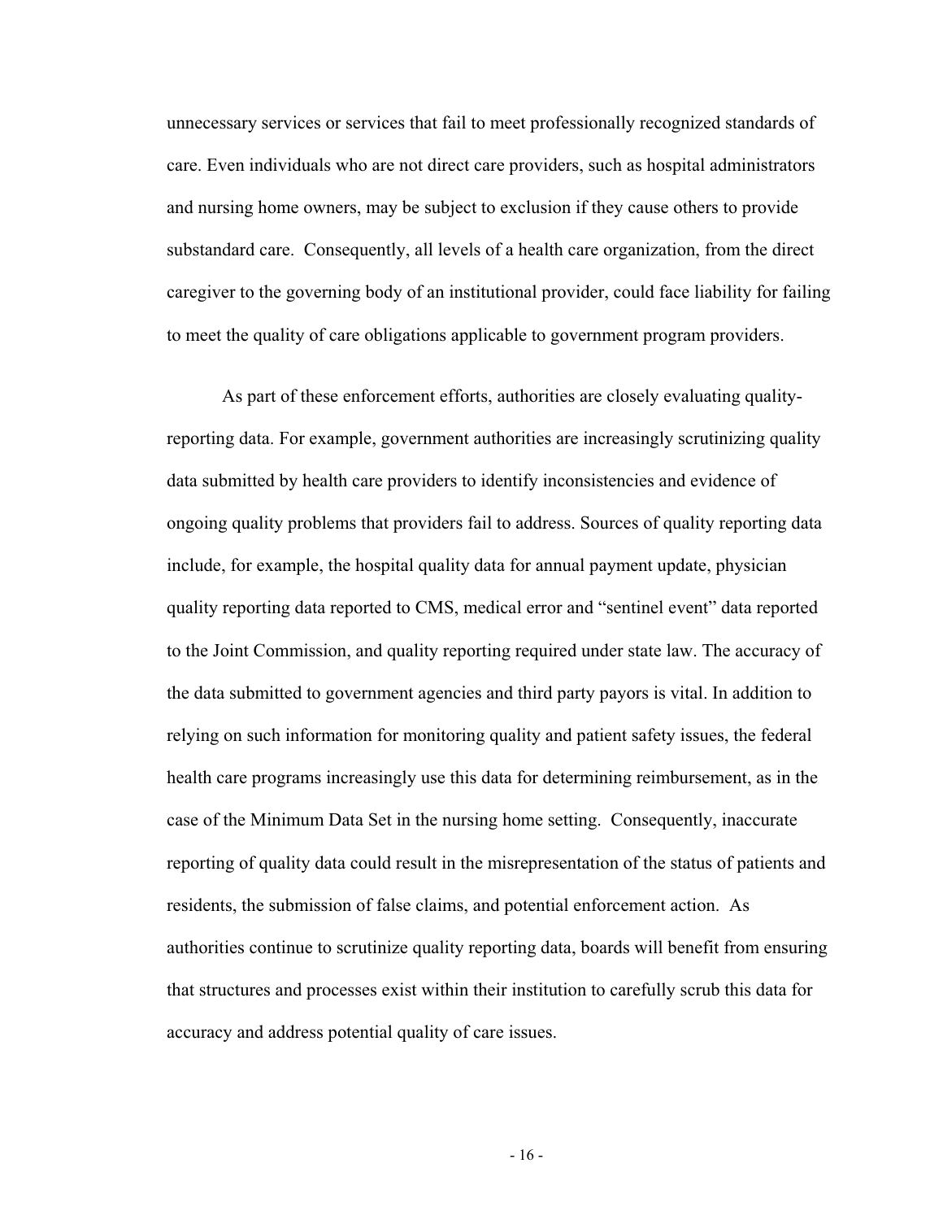unnecessary services or services that fail to meet professionally recognized standards of care. Even individuals who are not direct care providers, such as hospital administrators and nursing home owners, may be subject to exclusion if they cause others to provide substandard care. Consequently, all levels of a health care organization, from the direct caregiver to the governing body of an institutional provider, could face liability for failing to meet the quality of care obligations applicable to government program providers.

As part of these enforcement efforts, authorities are closely evaluating quality-reporting data. For example, government authorities are increasingly scrutinizing quality data submitted by health care providers to identify inconsistencies and evidence of ongoing quality problems that providers fail to address. Sources of quality reporting data include, for example, the hospital quality data for annual payment update, physician quality reporting data reported to CMS, medical error and "sentinel event" data reported to the Joint Commission, and quality reporting required under state law. The accuracy of the data submitted to government agencies and third party payors is vital. In addition to relying on such information for monitoring quality and patient safety issues, the federal health care programs increasingly use this data for determining reimbursement, as in the case of the Minimum Data Set in the nursing home setting. Consequently, inaccurate reporting of quality data could result in the misrepresentation of the status of patients and residents, the submission of false claims, and potential enforcement action. As authorities continue to scrutinize quality reporting data, boards will benefit from ensuring that structures and processes exist within their institution to carefully scrub this data for accuracy and address potential quality of care issues.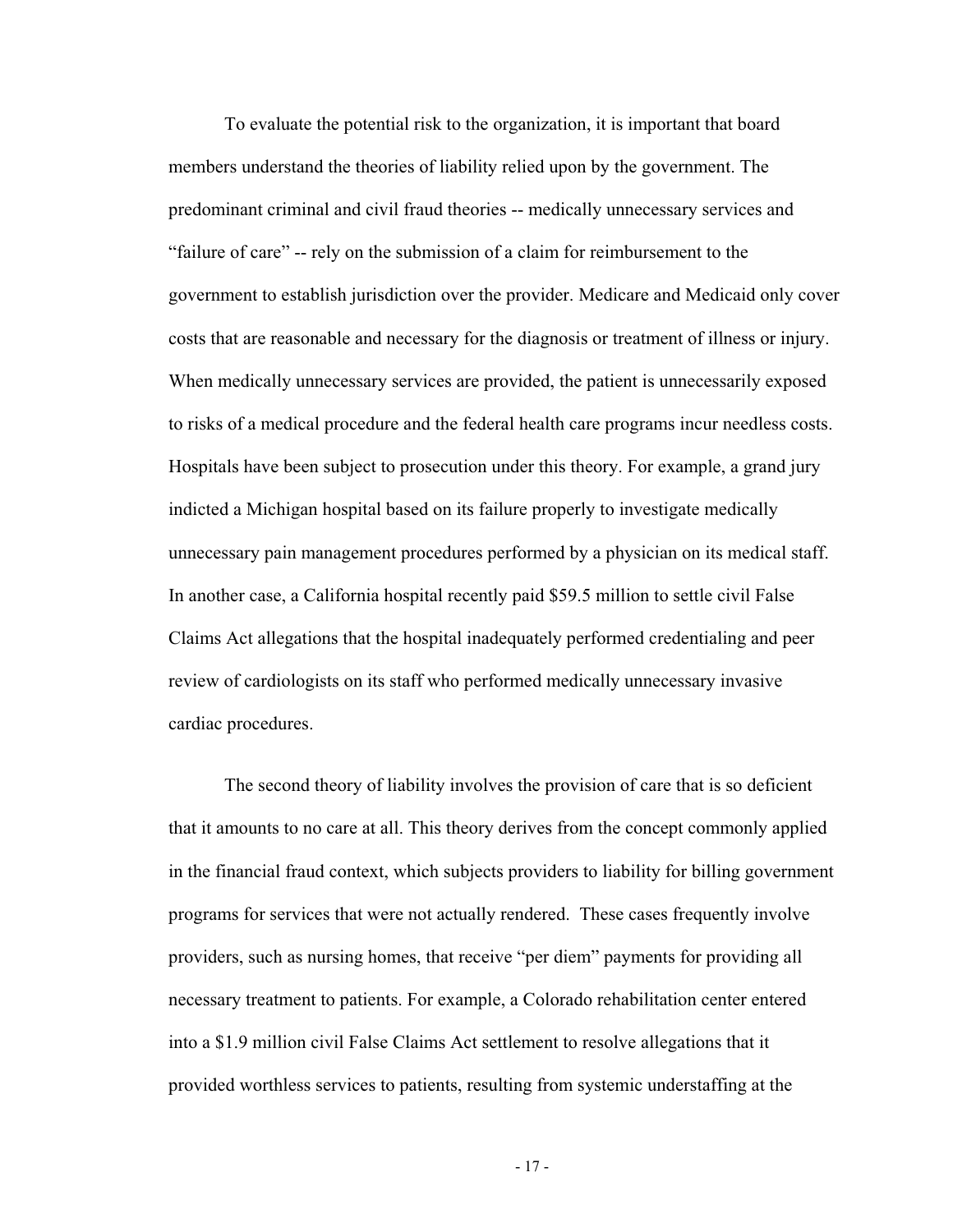To evaluate the potential risk to the organization, it is important that board members understand the theories of liability relied upon by the government. The predominant criminal and civil fraud theories -- medically unnecessary services and "failure of care" -- rely on the submission of a claim for reimbursement to the government to establish jurisdiction over the provider. Medicare and Medicaid only cover costs that are reasonable and necessary for the diagnosis or treatment of illness or injury. When medically unnecessary services are provided, the patient is unnecessarily exposed to risks of a medical procedure and the federal health care programs incur needless costs. Hospitals have been subject to prosecution under this theory. For example, a grand jury indicted a Michigan hospital based on its failure properly to investigate medically unnecessary pain management procedures performed by a physician on its medical staff. In another case, a California hospital recently paid $59.5 million to settle civil False Claims Act allegations that the hospital inadequately performed credentialing and peer review of cardiologists on its staff who performed medically unnecessary invasive cardiac procedures.

The second theory of liability involves the provision of care that is so deficient that it amounts to no care at all. This theory derives from the concept commonly applied in the financial fraud context, which subjects providers to liability for billing government programs for services that were not actually rendered. These cases frequently involve providers, such as nursing homes, that receive "per diem" payments for providing all necessary treatment to patients. For example, a Colorado rehabilitation center entered into a $1.9 million civil False Claims Act settlement to resolve allegations that it provided worthless services to patients, resulting from systemic understaffing at the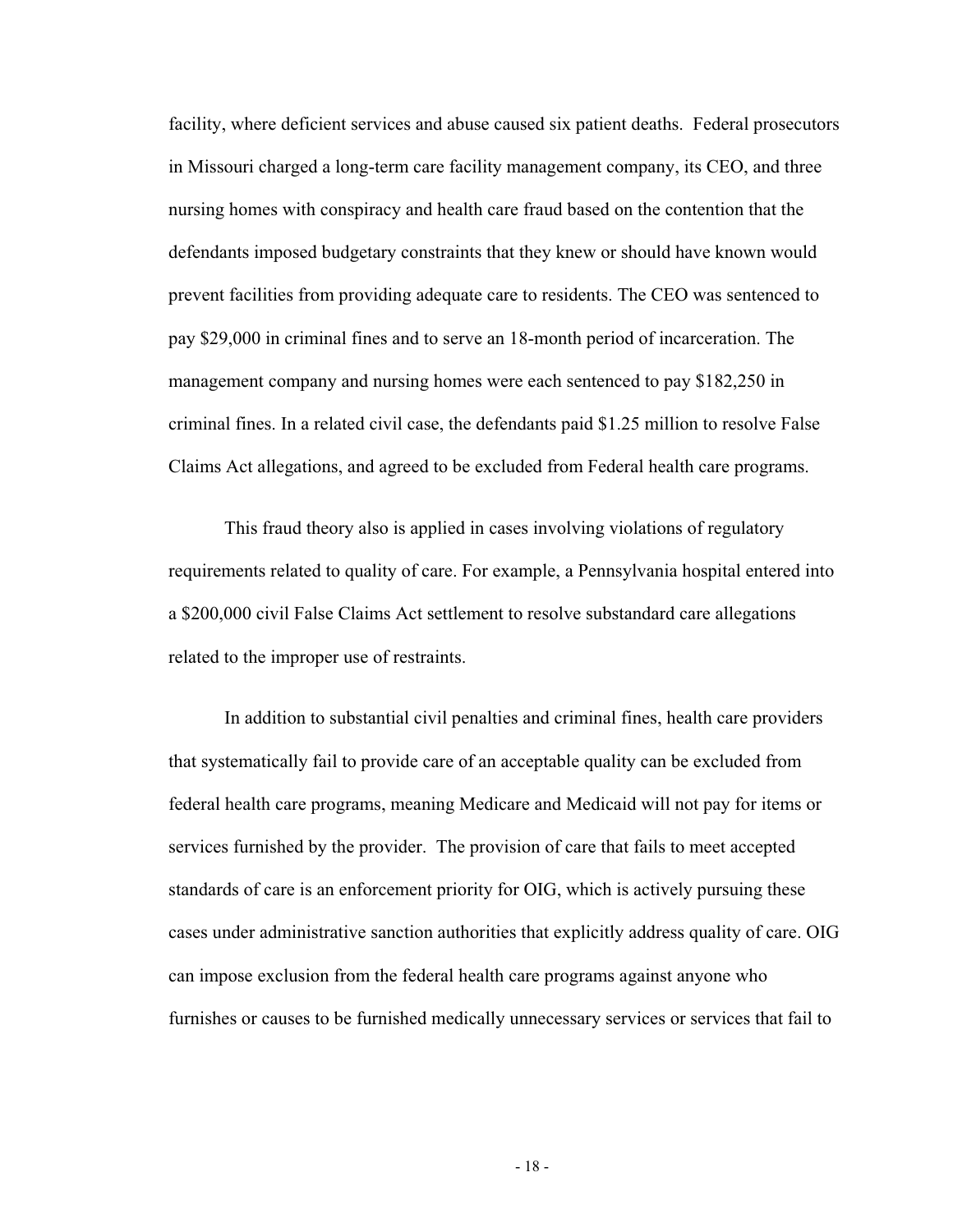facility, where deficient services and abuse caused six patient deaths. Federal prosecutors in Missouri charged a long-term care facility management company, its CEO, and three nursing homes with conspiracy and health care fraud based on the contention that the defendants imposed budgetary constraints that they knew or should have known would prevent facilities from providing adequate care to residents. The CEO was sentenced to pay $29,000 in criminal fines and to serve an 18-month period of incarceration. The management company and nursing homes were each sentenced to pay $182,250 in criminal fines. In a related civil case, the defendants paid $1.25 million to resolve False Claims Act allegations, and agreed to be excluded from Federal health care programs.

This fraud theory also is applied in cases involving violations of regulatory requirements related to quality of care. For example, a Pennsylvania hospital entered into a $200,000 civil False Claims Act settlement to resolve substandard care allegations related to the improper use of restraints.

In addition to substantial civil penalties and criminal fines, health care providers that systematically fail to provide care of an acceptable quality can be excluded from federal health care programs, meaning Medicare and Medicaid will not pay for items or services furnished by the provider. The provision of care that fails to meet accepted standards of care is an enforcement priority for OIG, which is actively pursuing these cases under administrative sanction authorities that explicitly address quality of care. OIG can impose exclusion from the federal health care programs against anyone who furnishes or causes to be furnished medically unnecessary services or services that fail to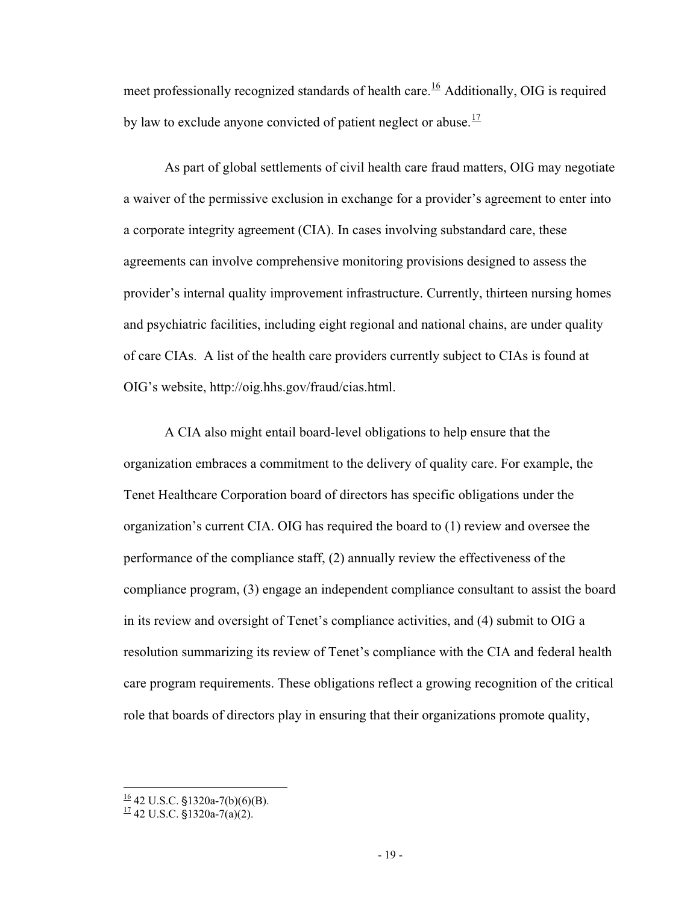meet professionally recognized standards of health care.[16] Additionally, OIG is required by law to exclude anyone convicted of patient neglect or abuse.[17]

As part of global settlements of civil health care fraud matters, OIG may negotiate a waiver of the permissive exclusion in exchange for a provider's agreement to enter into a corporate integrity agreement (CIA). In cases involving substandard care, these agreements can involve comprehensive monitoring provisions designed to assess the provider's internal quality improvement infrastructure. Currently, thirteen nursing homes and psychiatric facilities, including eight regional and national chains, are under quality of care CIAs. A list of the health care providers currently subject to CIAs is found at OIG's website, http://oig.hhs.gov/fraud/cias.html.

A CIA also might entail board-level obligations to help ensure that the organization embraces a commitment to the delivery of quality care. For example, the Tenet Healthcare Corporation board of directors has specific obligations under the organization's current CIA. OIG has required the board to (1) review and oversee the performance of the compliance staff, (2) annually review the effectiveness of the compliance program, (3) engage an independent compliance consultant to assist the board in its review and oversight of Tenet's compliance activities, and (4) submit to OIG a resolution summarizing its review of Tenet's compliance with the CIA and federal health care program requirements. These obligations reflect a growing recognition of the critical role that boards of directors play in ensuring that their organizations promote quality,

---

[16] 42 U.S.C. §1320a-7(b)(6)(B).

[17] 42 U.S.C. §1320a-7(a)(2).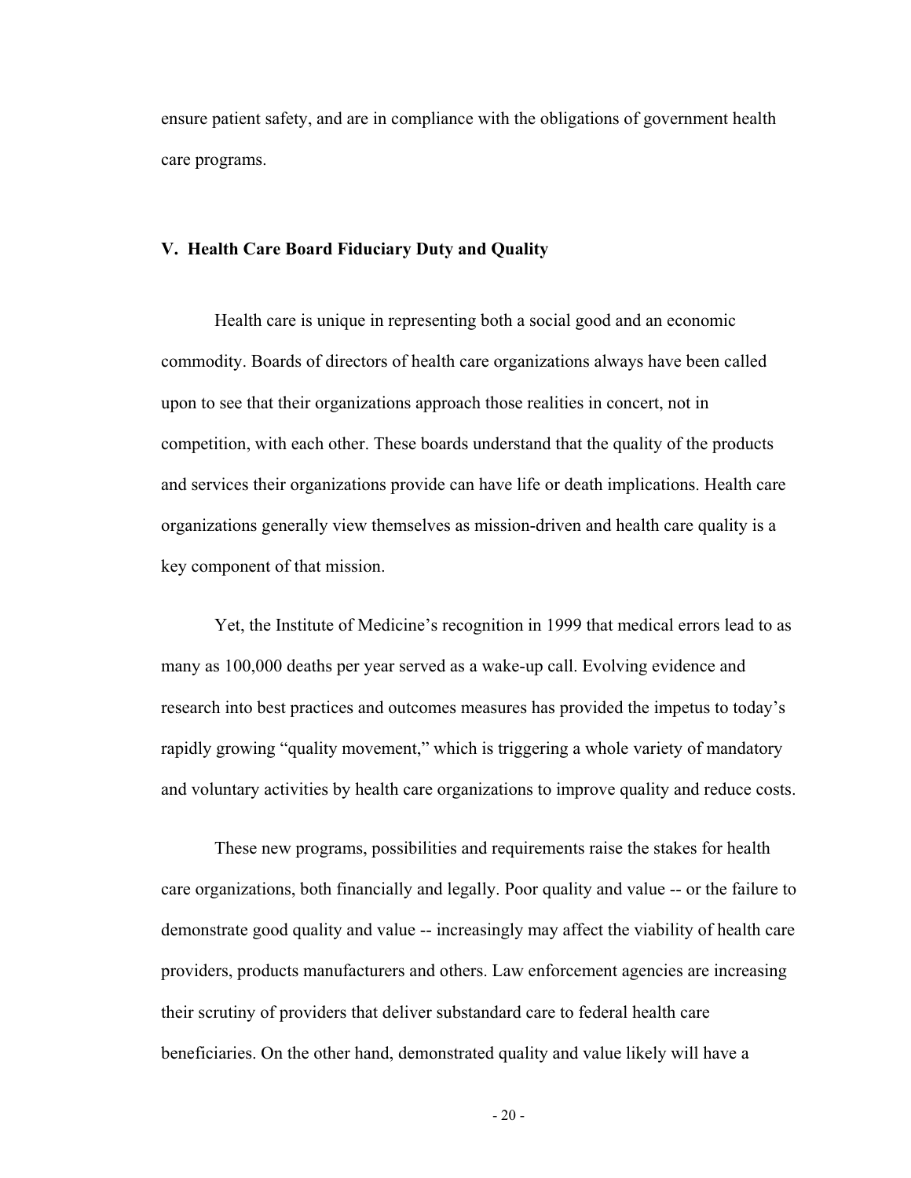ensure patient safety, and are in compliance with the obligations of government health care programs.

## V. Health Care Board Fiduciary Duty and Quality

Health care is unique in representing both a social good and an economic commodity. Boards of directors of health care organizations always have been called upon to see that their organizations approach those realities in concert, not in competition, with each other. These boards understand that the quality of the products and services their organizations provide can have life or death implications. Health care organizations generally view themselves as mission-driven and health care quality is a key component of that mission.

Yet, the Institute of Medicine's recognition in 1999 that medical errors lead to as many as 100,000 deaths per year served as a wake-up call. Evolving evidence and research into best practices and outcomes measures has provided the impetus to today's rapidly growing "quality movement," which is triggering a whole variety of mandatory and voluntary activities by health care organizations to improve quality and reduce costs.

These new programs, possibilities and requirements raise the stakes for health care organizations, both financially and legally. Poor quality and value -- or the failure to demonstrate good quality and value -- increasingly may affect the viability of health care providers, products manufacturers and others. Law enforcement agencies are increasing their scrutiny of providers that deliver substandard care to federal health care beneficiaries. On the other hand, demonstrated quality and value likely will have a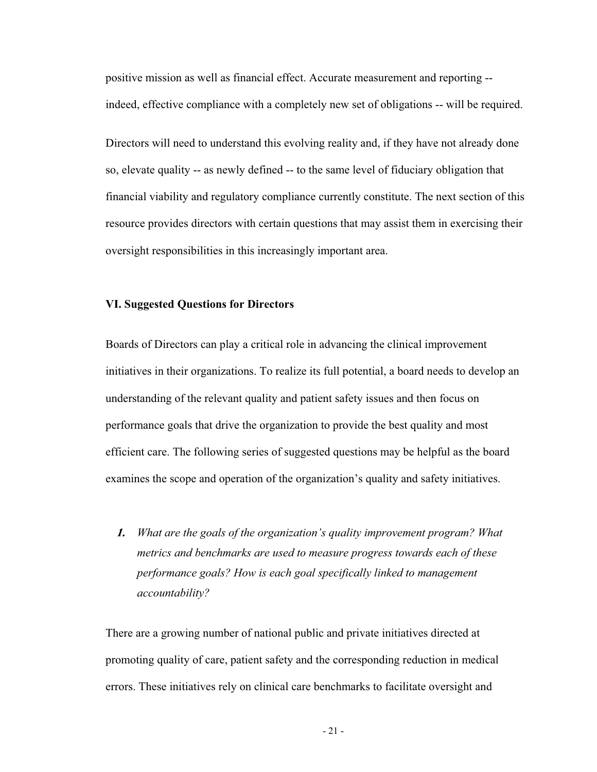positive mission as well as financial effect. Accurate measurement and reporting -- indeed, effective compliance with a completely new set of obligations -- will be required.

Directors will need to understand this evolving reality and, if they have not already done so, elevate quality -- as newly defined -- to the same level of fiduciary obligation that financial viability and regulatory compliance currently constitute. The next section of this resource provides directors with certain questions that may assist them in exercising their oversight responsibilities in this increasingly important area.

## VI. Suggested Questions for Directors

Boards of Directors can play a critical role in advancing the clinical improvement initiatives in their organizations. To realize its full potential, a board needs to develop an understanding of the relevant quality and patient safety issues and then focus on performance goals that drive the organization to provide the best quality and most efficient care. The following series of suggested questions may be helpful as the board examines the scope and operation of the organization's quality and safety initiatives.

1. *What are the goals of the organization's quality improvement program? What metrics and benchmarks are used to measure progress towards each of these performance goals? How is each goal specifically linked to management accountability?*

There are a growing number of national public and private initiatives directed at promoting quality of care, patient safety and the corresponding reduction in medical errors. These initiatives rely on clinical care benchmarks to facilitate oversight and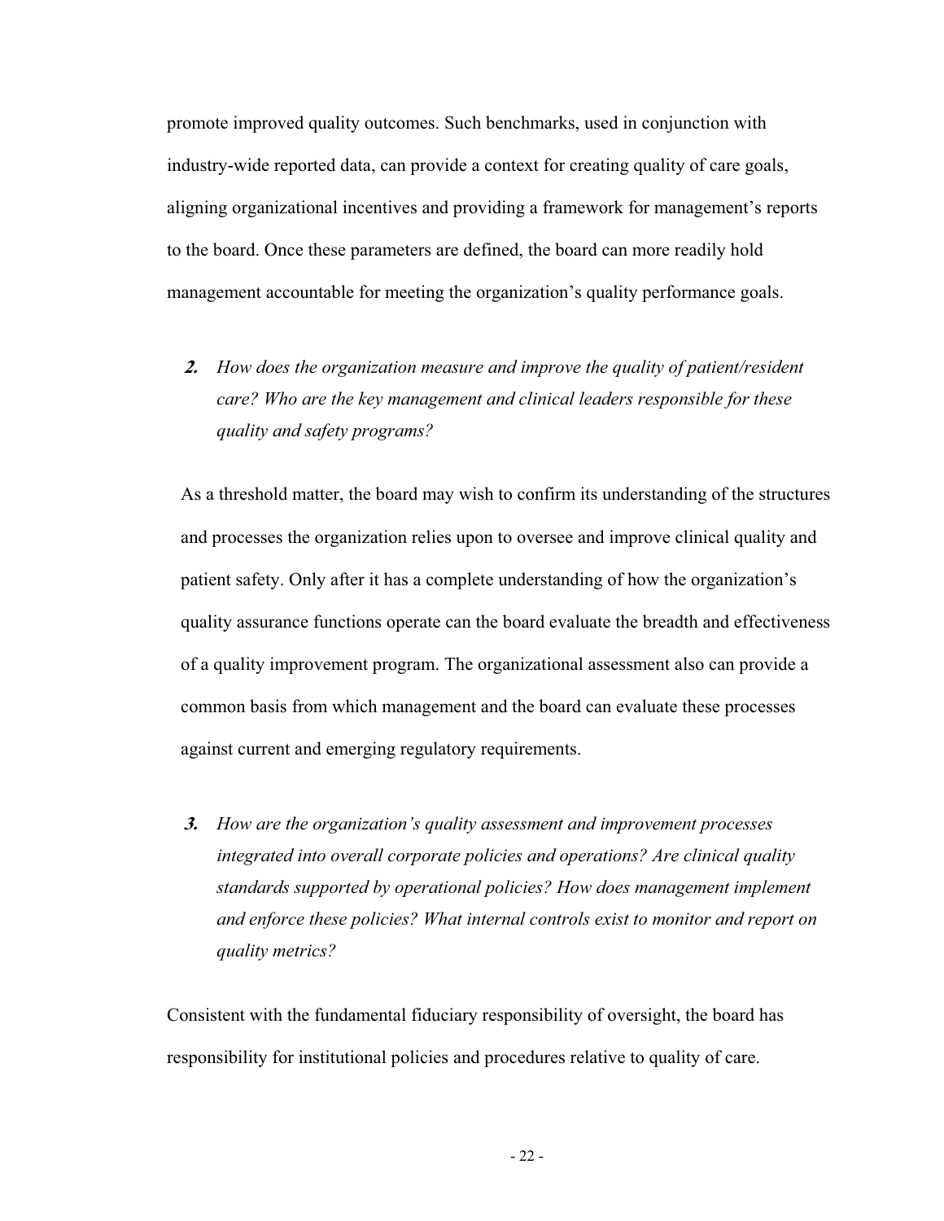promote improved quality outcomes. Such benchmarks, used in conjunction with industry-wide reported data, can provide a context for creating quality of care goals, aligning organizational incentives and providing a framework for management's reports to the board. Once these parameters are defined, the board can more readily hold management accountable for meeting the organization's quality performance goals.

**2.** *How does the organization measure and improve the quality of patient/resident care? Who are the key management and clinical leaders responsible for these quality and safety programs?*

As a threshold matter, the board may wish to confirm its understanding of the structures and processes the organization relies upon to oversee and improve clinical quality and patient safety. Only after it has a complete understanding of how the organization's quality assurance functions operate can the board evaluate the breadth and effectiveness of a quality improvement program. The organizational assessment also can provide a common basis from which management and the board can evaluate these processes against current and emerging regulatory requirements.

**3.** *How are the organization's quality assessment and improvement processes integrated into overall corporate policies and operations? Are clinical quality standards supported by operational policies? How does management implement and enforce these policies? What internal controls exist to monitor and report on quality metrics?*

Consistent with the fundamental fiduciary responsibility of oversight, the board has responsibility for institutional policies and procedures relative to quality of care.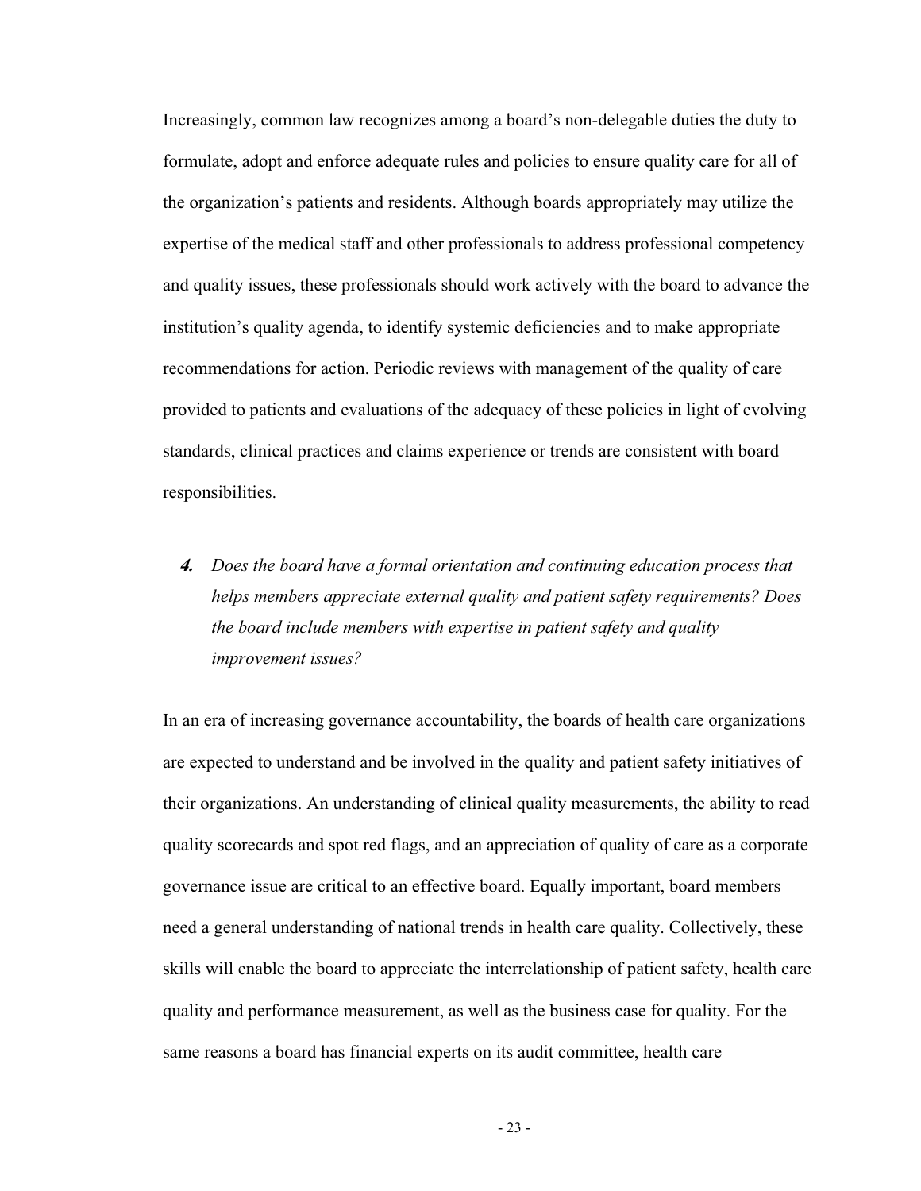Increasingly, common law recognizes among a board's non-delegable duties the duty to formulate, adopt and enforce adequate rules and policies to ensure quality care for all of the organization's patients and residents. Although boards appropriately may utilize the expertise of the medical staff and other professionals to address professional competency and quality issues, these professionals should work actively with the board to advance the institution's quality agenda, to identify systemic deficiencies and to make appropriate recommendations for action. Periodic reviews with management of the quality of care provided to patients and evaluations of the adequacy of these policies in light of evolving standards, clinical practices and claims experience or trends are consistent with board responsibilities.

***4.*** *Does the board have a formal orientation and continuing education process that helps members appreciate external quality and patient safety requirements? Does the board include members with expertise in patient safety and quality improvement issues?*

In an era of increasing governance accountability, the boards of health care organizations are expected to understand and be involved in the quality and patient safety initiatives of their organizations. An understanding of clinical quality measurements, the ability to read quality scorecards and spot red flags, and an appreciation of quality of care as a corporate governance issue are critical to an effective board. Equally important, board members need a general understanding of national trends in health care quality. Collectively, these skills will enable the board to appreciate the interrelationship of patient safety, health care quality and performance measurement, as well as the business case for quality. For the same reasons a board has financial experts on its audit committee, health care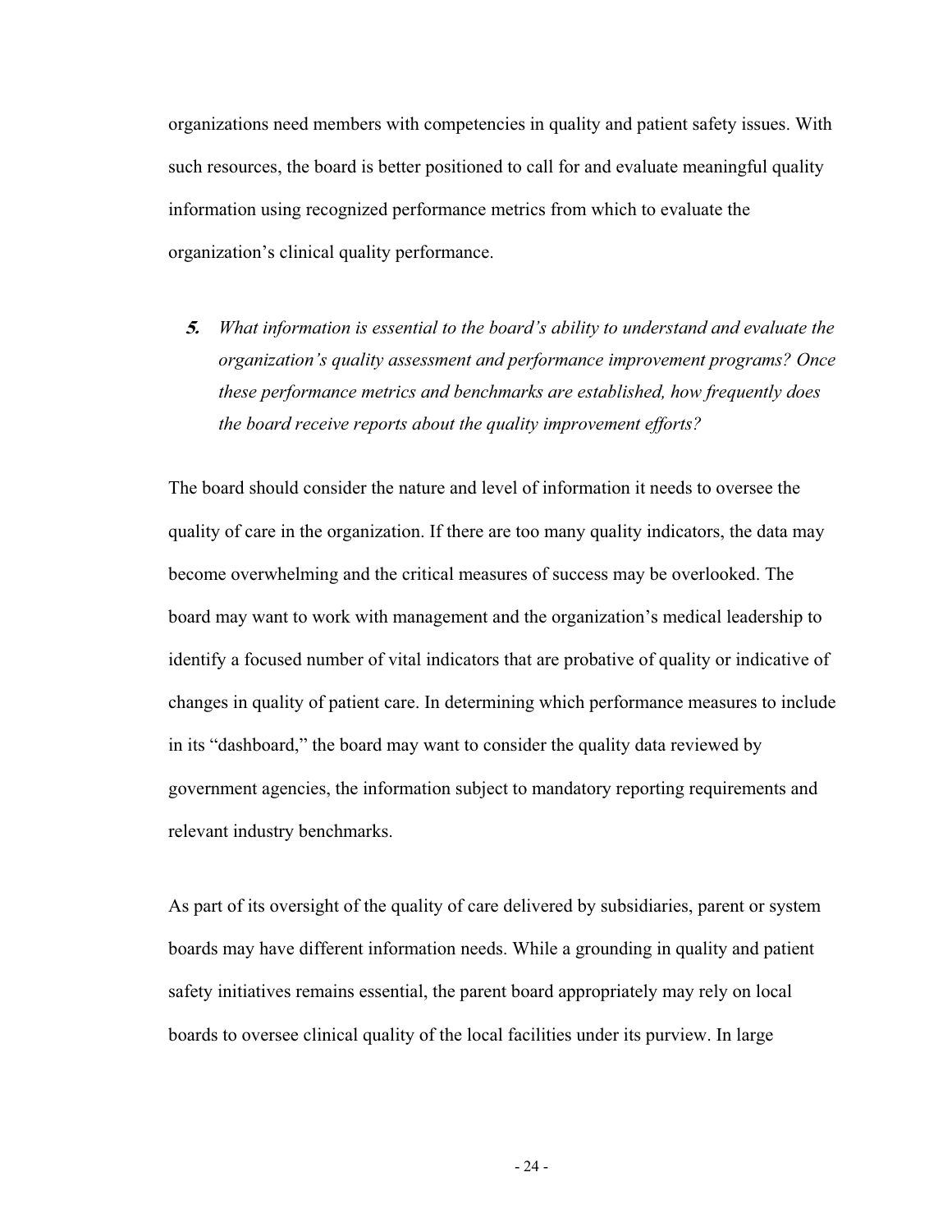organizations need members with competencies in quality and patient safety issues. With such resources, the board is better positioned to call for and evaluate meaningful quality information using recognized performance metrics from which to evaluate the organization's clinical quality performance.

**5.** *What information is essential to the board's ability to understand and evaluate the organization's quality assessment and performance improvement programs? Once these performance metrics and benchmarks are established, how frequently does the board receive reports about the quality improvement efforts?*

The board should consider the nature and level of information it needs to oversee the quality of care in the organization. If there are too many quality indicators, the data may become overwhelming and the critical measures of success may be overlooked. The board may want to work with management and the organization's medical leadership to identify a focused number of vital indicators that are probative of quality or indicative of changes in quality of patient care. In determining which performance measures to include in its "dashboard," the board may want to consider the quality data reviewed by government agencies, the information subject to mandatory reporting requirements and relevant industry benchmarks.

As part of its oversight of the quality of care delivered by subsidiaries, parent or system boards may have different information needs. While a grounding in quality and patient safety initiatives remains essential, the parent board appropriately may rely on local boards to oversee clinical quality of the local facilities under its purview. In large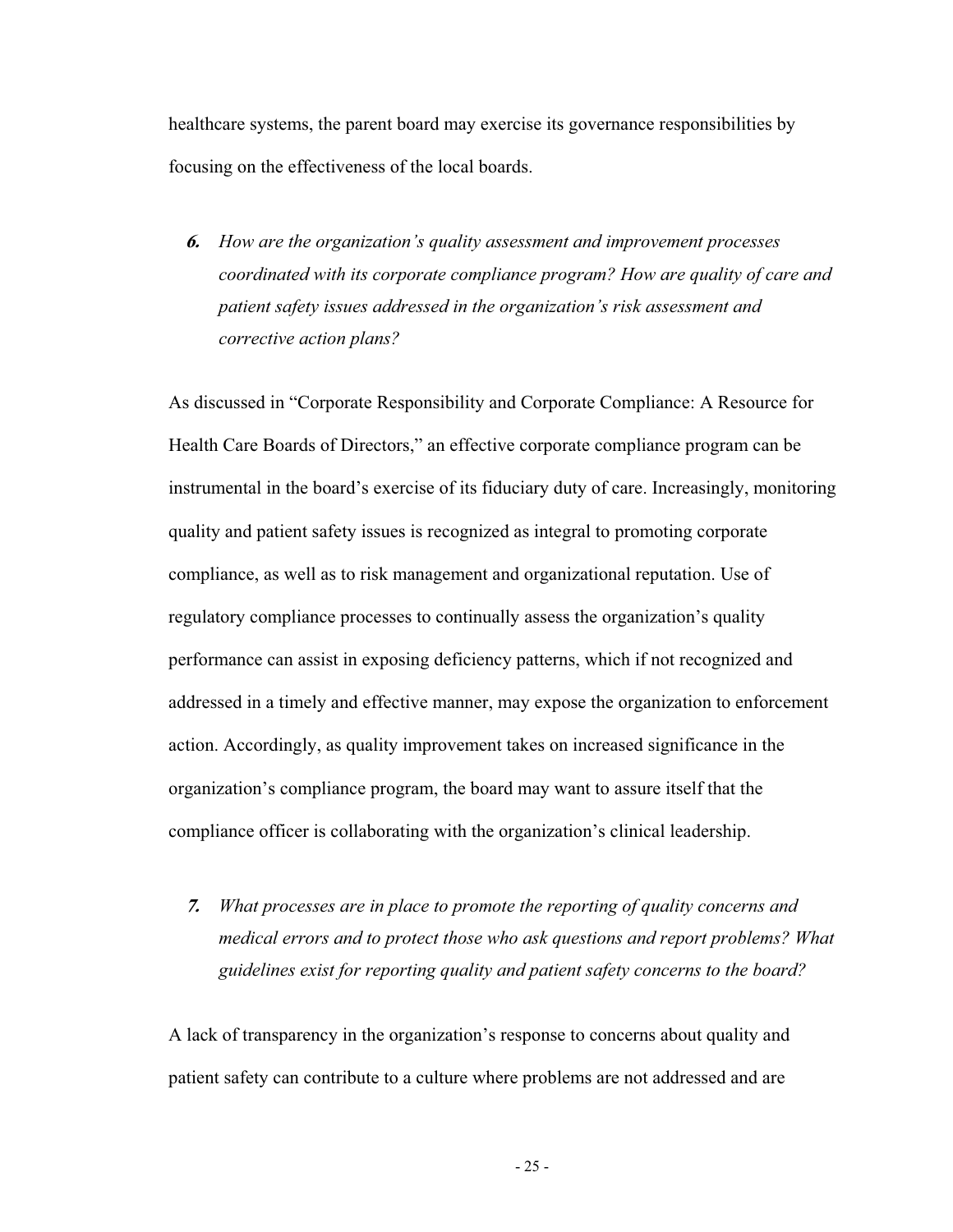healthcare systems, the parent board may exercise its governance responsibilities by focusing on the effectiveness of the local boards.

***6.*** *How are the organization's quality assessment and improvement processes coordinated with its corporate compliance program? How are quality of care and patient safety issues addressed in the organization's risk assessment and corrective action plans?*

As discussed in "Corporate Responsibility and Corporate Compliance: A Resource for Health Care Boards of Directors," an effective corporate compliance program can be instrumental in the board's exercise of its fiduciary duty of care. Increasingly, monitoring quality and patient safety issues is recognized as integral to promoting corporate compliance, as well as to risk management and organizational reputation. Use of regulatory compliance processes to continually assess the organization's quality performance can assist in exposing deficiency patterns, which if not recognized and addressed in a timely and effective manner, may expose the organization to enforcement action. Accordingly, as quality improvement takes on increased significance in the organization's compliance program, the board may want to assure itself that the compliance officer is collaborating with the organization's clinical leadership.

***7.*** *What processes are in place to promote the reporting of quality concerns and medical errors and to protect those who ask questions and report problems? What guidelines exist for reporting quality and patient safety concerns to the board?*

A lack of transparency in the organization's response to concerns about quality and patient safety can contribute to a culture where problems are not addressed and are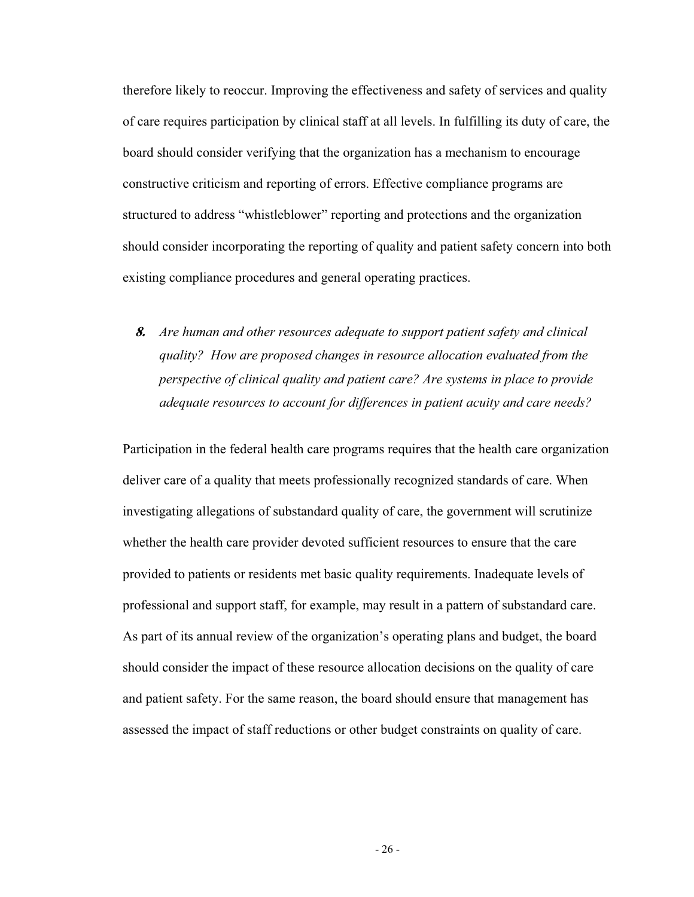therefore likely to reoccur. Improving the effectiveness and safety of services and quality of care requires participation by clinical staff at all levels. In fulfilling its duty of care, the board should consider verifying that the organization has a mechanism to encourage constructive criticism and reporting of errors. Effective compliance programs are structured to address "whistleblower" reporting and protections and the organization should consider incorporating the reporting of quality and patient safety concern into both existing compliance procedures and general operating practices.

***8.*** *Are human and other resources adequate to support patient safety and clinical quality? How are proposed changes in resource allocation evaluated from the perspective of clinical quality and patient care? Are systems in place to provide adequate resources to account for differences in patient acuity and care needs?*

Participation in the federal health care programs requires that the health care organization deliver care of a quality that meets professionally recognized standards of care. When investigating allegations of substandard quality of care, the government will scrutinize whether the health care provider devoted sufficient resources to ensure that the care provided to patients or residents met basic quality requirements. Inadequate levels of professional and support staff, for example, may result in a pattern of substandard care. As part of its annual review of the organization's operating plans and budget, the board should consider the impact of these resource allocation decisions on the quality of care and patient safety. For the same reason, the board should ensure that management has assessed the impact of staff reductions or other budget constraints on quality of care.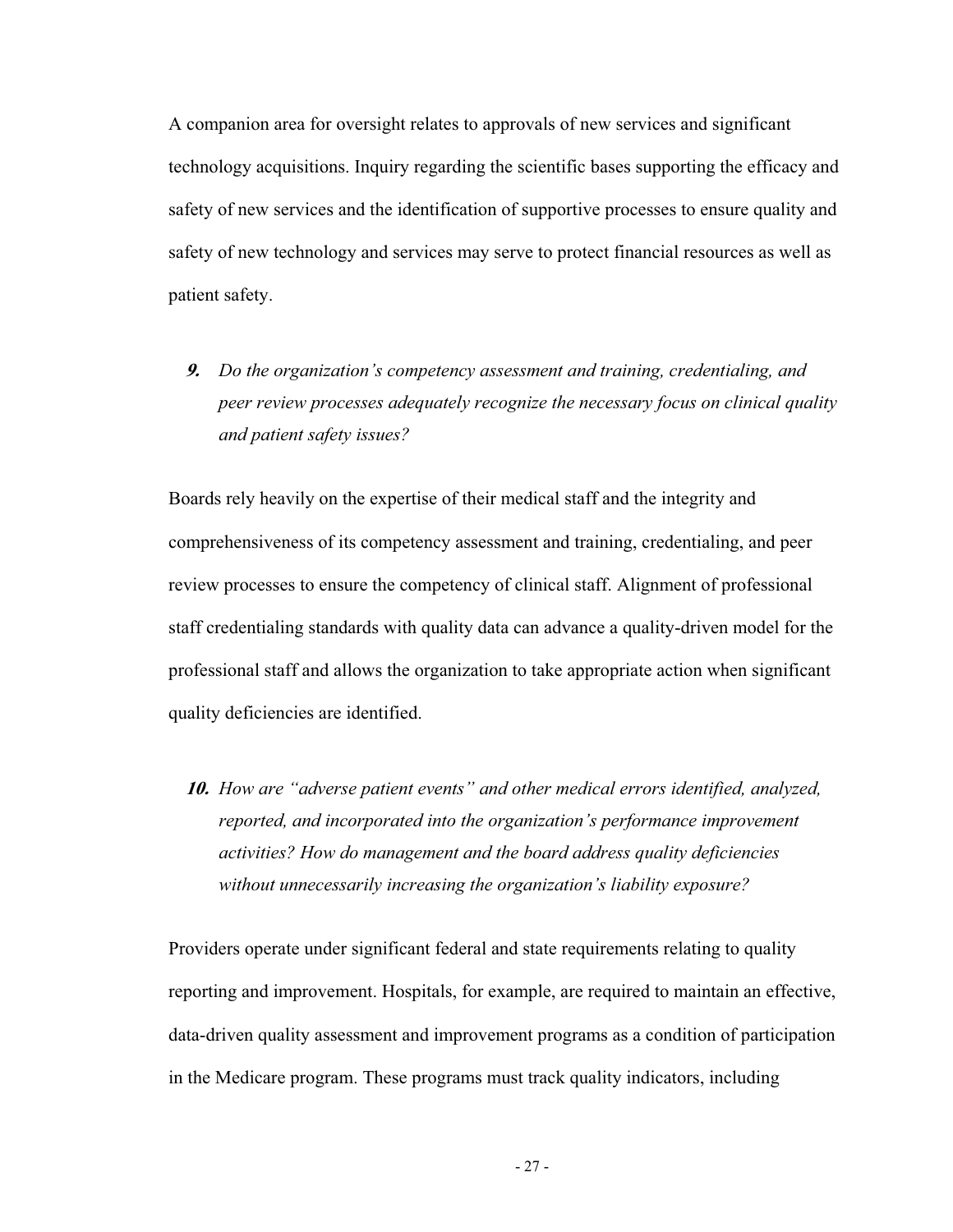A companion area for oversight relates to approvals of new services and significant technology acquisitions. Inquiry regarding the scientific bases supporting the efficacy and safety of new services and the identification of supportive processes to ensure quality and safety of new technology and services may serve to protect financial resources as well as patient safety.

9. *Do the organization's competency assessment and training, credentialing, and peer review processes adequately recognize the necessary focus on clinical quality and patient safety issues?*

Boards rely heavily on the expertise of their medical staff and the integrity and comprehensiveness of its competency assessment and training, credentialing, and peer review processes to ensure the competency of clinical staff. Alignment of professional staff credentialing standards with quality data can advance a quality-driven model for the professional staff and allows the organization to take appropriate action when significant quality deficiencies are identified.

10. *How are "adverse patient events" and other medical errors identified, analyzed, reported, and incorporated into the organization's performance improvement activities? How do management and the board address quality deficiencies without unnecessarily increasing the organization's liability exposure?*

Providers operate under significant federal and state requirements relating to quality reporting and improvement. Hospitals, for example, are required to maintain an effective, data-driven quality assessment and improvement programs as a condition of participation in the Medicare program. These programs must track quality indicators, including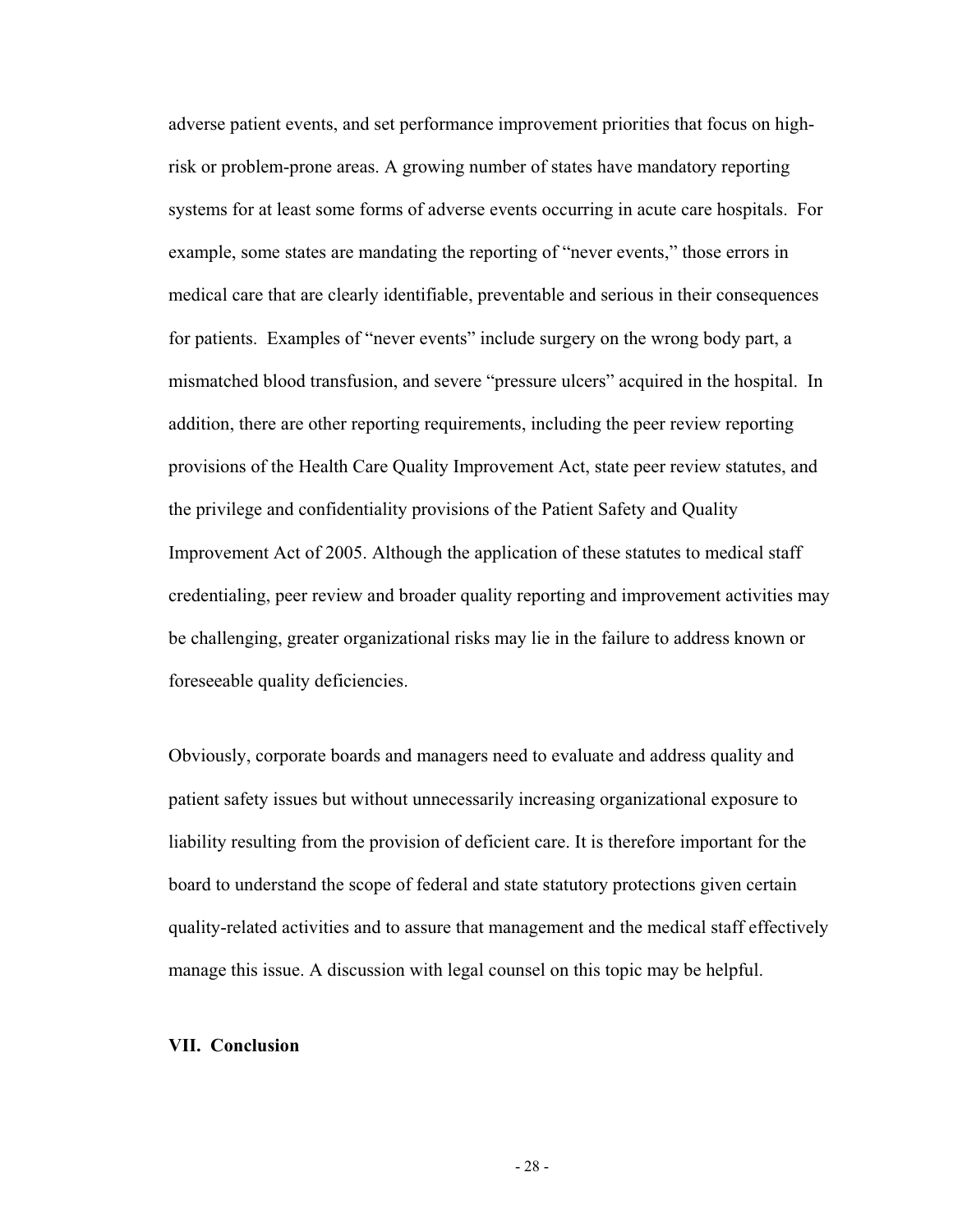adverse patient events, and set performance improvement priorities that focus on high-risk or problem-prone areas. A growing number of states have mandatory reporting systems for at least some forms of adverse events occurring in acute care hospitals. For example, some states are mandating the reporting of "never events," those errors in medical care that are clearly identifiable, preventable and serious in their consequences for patients. Examples of "never events" include surgery on the wrong body part, a mismatched blood transfusion, and severe "pressure ulcers" acquired in the hospital. In addition, there are other reporting requirements, including the peer review reporting provisions of the Health Care Quality Improvement Act, state peer review statutes, and the privilege and confidentiality provisions of the Patient Safety and Quality Improvement Act of 2005. Although the application of these statutes to medical staff credentialing, peer review and broader quality reporting and improvement activities may be challenging, greater organizational risks may lie in the failure to address known or foreseeable quality deficiencies.

Obviously, corporate boards and managers need to evaluate and address quality and patient safety issues but without unnecessarily increasing organizational exposure to liability resulting from the provision of deficient care. It is therefore important for the board to understand the scope of federal and state statutory protections given certain quality-related activities and to assure that management and the medical staff effectively manage this issue. A discussion with legal counsel on this topic may be helpful.

## VII. Conclusion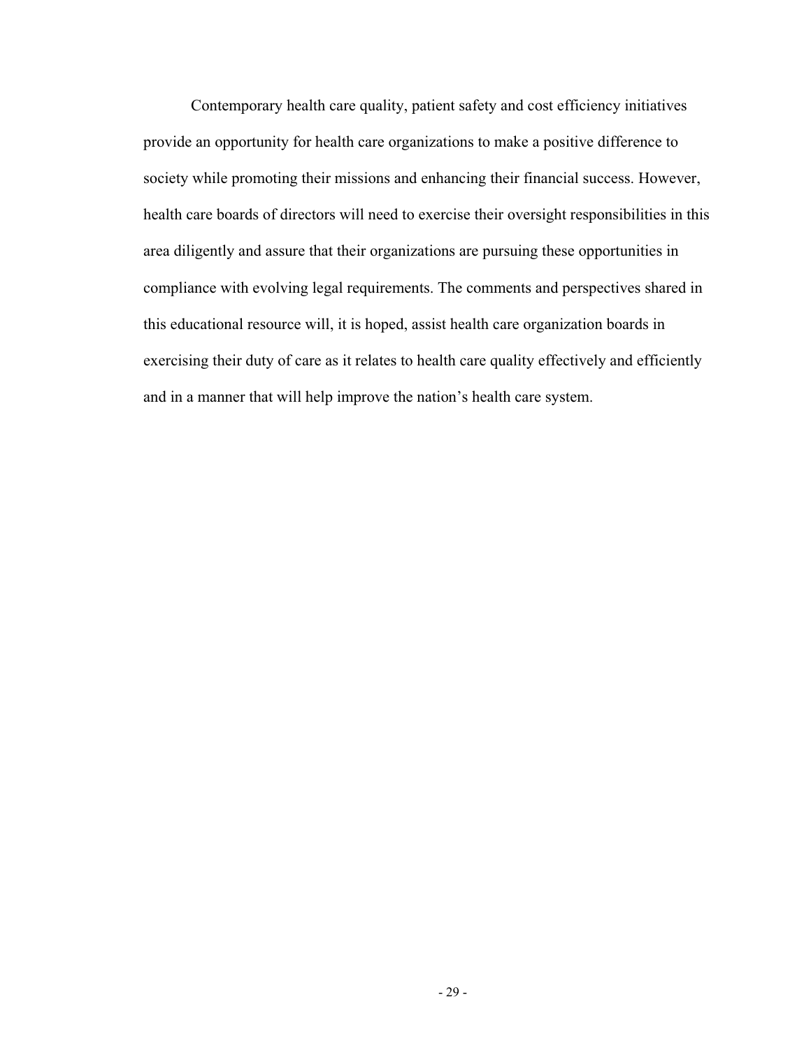Contemporary health care quality, patient safety and cost efficiency initiatives provide an opportunity for health care organizations to make a positive difference to society while promoting their missions and enhancing their financial success. However, health care boards of directors will need to exercise their oversight responsibilities in this area diligently and assure that their organizations are pursuing these opportunities in compliance with evolving legal requirements. The comments and perspectives shared in this educational resource will, it is hoped, assist health care organization boards in exercising their duty of care as it relates to health care quality effectively and efficiently and in a manner that will help improve the nation's health care system.